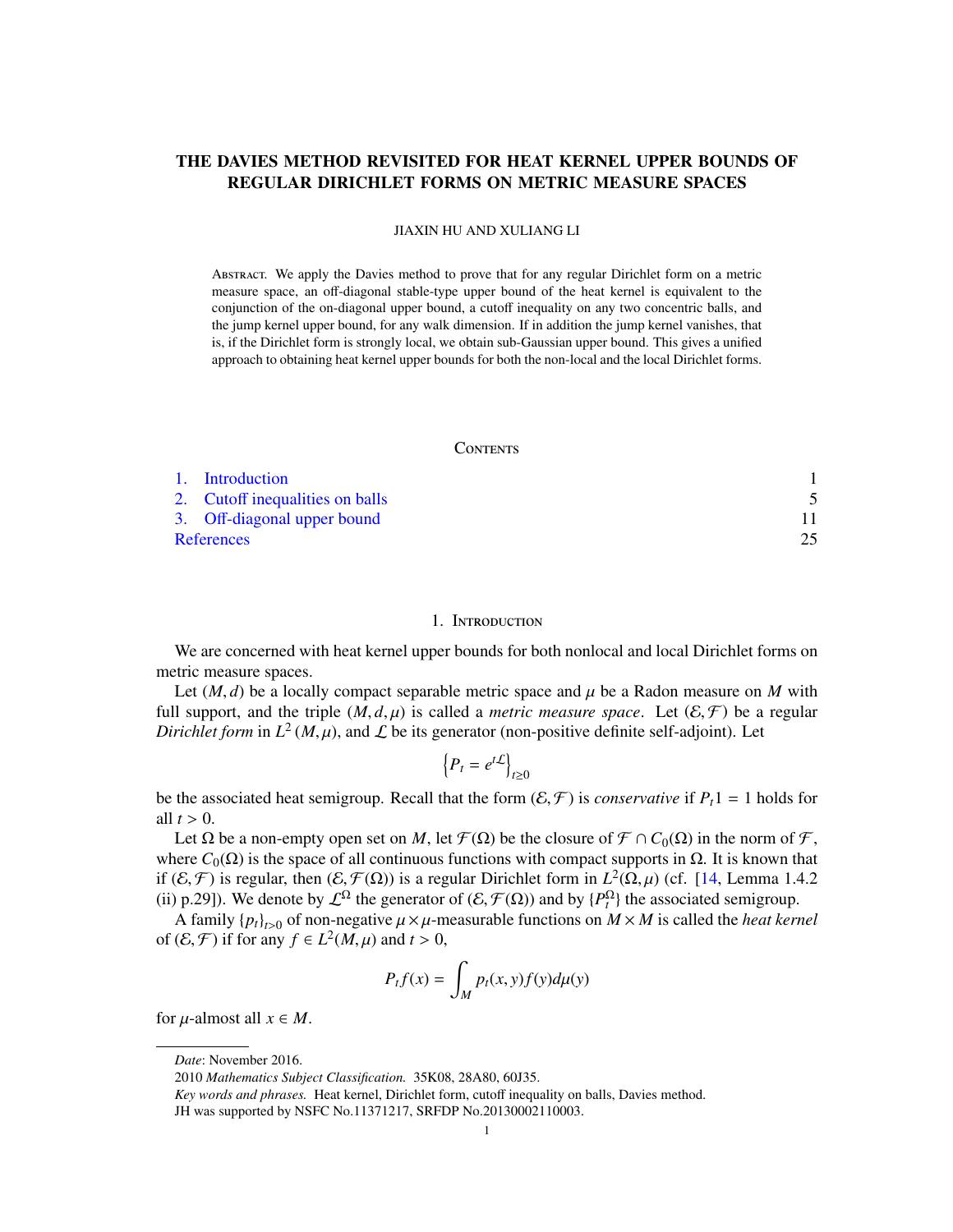# THE DAVIES METHOD REVISITED FOR HEAT KERNEL UPPER BOUNDS OF REGULAR DIRICHLET FORMS ON METRIC MEASURE SPACES

JIAXIN HU AND XULIANG LI

Abstract. We apply the Davies method to prove that for any regular Dirichlet form on a metric measure space, an off-diagonal stable-type upper bound of the heat kernel is equivalent to the conjunction of the on-diagonal upper bound, a cutoff inequality on any two concentric balls, and the jump kernel upper bound, for any walk dimension. If in addition the jump kernel vanishes, that is, if the Dirichlet form is strongly local, we obtain sub-Gaussian upper bound. This gives a unified approach to obtaining heat kernel upper bounds for both the non-local and the local Dirichlet forms.

## Contents

1. Introduction — 1
2. Cutoff inequalities on balls — 5
3. Off-diagonal upper bound — 11

References — 25

## 1. Introduction

We are concerned with heat kernel upper bounds for both nonlocal and local Dirichlet forms on metric measure spaces.

Let $(M, d)$ be a locally compact separable metric space and $\mu$ be a Radon measure on $M$ with full support, and the triple $(M, d, \mu)$ is called a *metric measure space*. Let $(\mathcal{E}, \mathcal{F})$ be a regular *Dirichlet form* in $L^2(M, \mu)$, and $\mathcal{L}$ be its generator (non-positive definite self-adjoint). Let

$$\left\{P_t = e^{t\mathcal{L}}\right\}_{t\geq 0}$$

be the associated heat semigroup. Recall that the form $(\mathcal{E}, \mathcal{F})$ is *conservative* if $P_t 1 = 1$ holds for all $t > 0$.

Let $\Omega$ be a non-empty open set on $M$, let $\mathcal{F}(\Omega)$ be the closure of $\mathcal{F} \cap C_0(\Omega)$ in the norm of $\mathcal{F}$, where $C_0(\Omega)$ is the space of all continuous functions with compact supports in $\Omega$. It is known that if $(\mathcal{E}, \mathcal{F})$ is regular, then $(\mathcal{E}, \mathcal{F}(\Omega))$ is a regular Dirichlet form in $L^2(\Omega, \mu)$ (cf. [14, Lemma 1.4.2 (ii) p.29]). We denote by $\mathcal{L}^{\Omega}$ the generator of $(\mathcal{E}, \mathcal{F}(\Omega))$ and by $\{P_t^{\Omega}\}$ the associated semigroup.

A family $\{p_t\}_{t>0}$ of non-negative $\mu \times \mu$-measurable functions on $M \times M$ is called the *heat kernel* of $(\mathcal{E}, \mathcal{F})$ if for any $f \in L^2(M, \mu)$ and $t > 0$,

$$P_t f(x) = \int_M p_t(x, y) f(y) d\mu(y)$$

for $\mu$-almost all $x \in M$.

---

*Date*: November 2016.

2010 *Mathematics Subject Classification.* 35K08, 28A80, 60J35.

*Key words and phrases.* Heat kernel, Dirichlet form, cutoff inequality on balls, Davies method.

JH was supported by NSFC No.11371217, SRFDP No.20130002110003.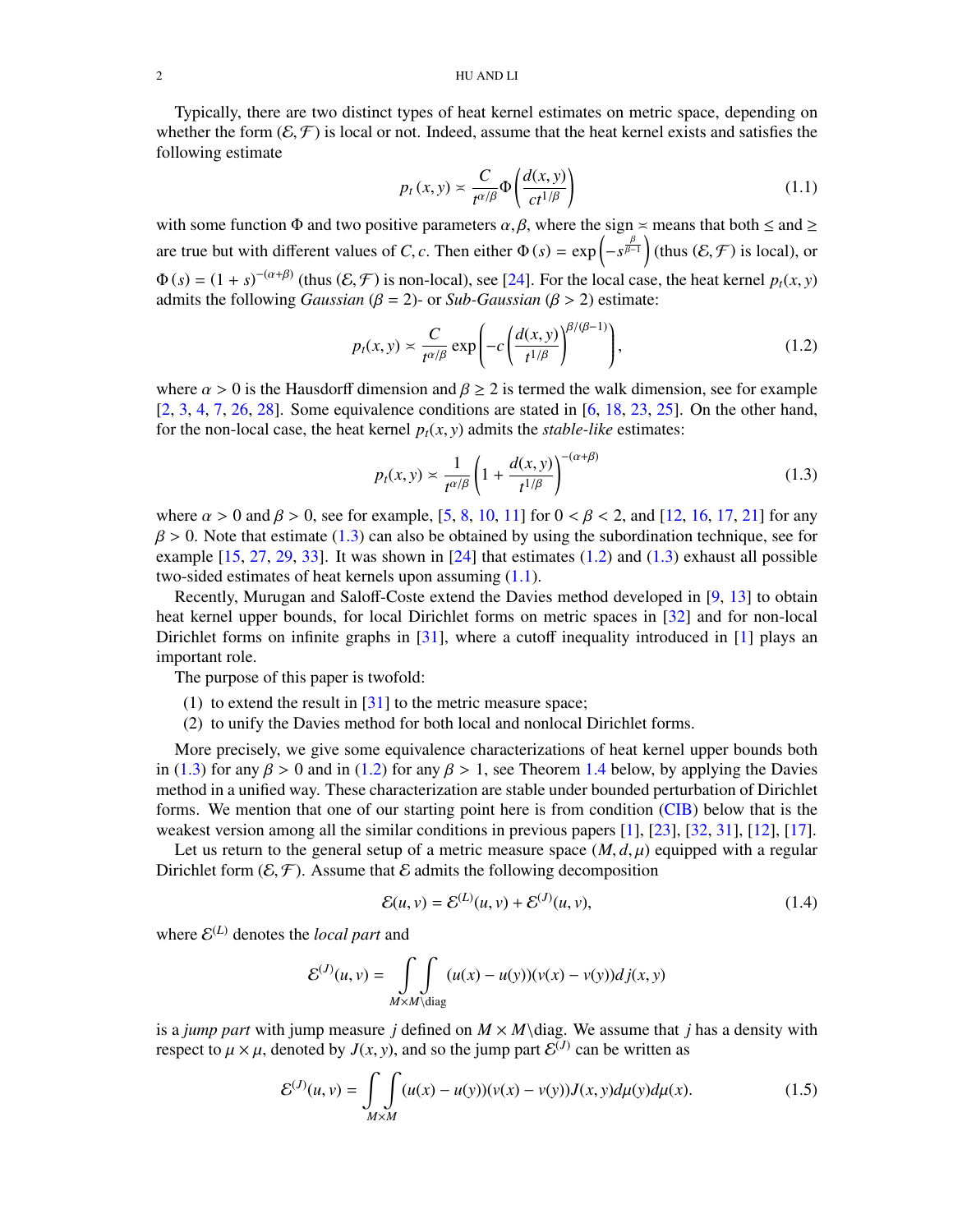Typically, there are two distinct types of heat kernel estimates on metric space, depending on whether the form $(\mathcal{E}, \mathcal{F})$ is local or not. Indeed, assume that the heat kernel exists and satisfies the following estimate

$$p_t(x, y) \asymp \frac{C}{t^{\alpha/\beta}} \Phi\left(\frac{d(x, y)}{ct^{1/\beta}}\right) \tag{1.1}$$

with some function $\Phi$ and two positive parameters $\alpha, \beta$, where the sign $\asymp$ means that both $\leq$ and $\geq$ are true but with different values of $C, c$. Then either $\Phi(s) = \exp\left(-s^{\frac{\beta}{\beta-1}}\right)$ (thus $(\mathcal{E}, \mathcal{F})$ is local), or $\Phi(s) = (1+s)^{-(\alpha+\beta)}$ (thus $(\mathcal{E}, \mathcal{F})$ is non-local), see [24]. For the local case, the heat kernel $p_t(x, y)$ admits the following *Gaussian* ($\beta = 2$)- or *Sub-Gaussian* ($\beta > 2$) estimate:

$$p_t(x, y) \asymp \frac{C}{t^{\alpha/\beta}} \exp\left(-c\left(\frac{d(x, y)}{t^{1/\beta}}\right)^{\beta/(\beta-1)}\right), \tag{1.2}$$

where $\alpha > 0$ is the Hausdorff dimension and $\beta \geq 2$ is termed the walk dimension, see for example [2, 3, 4, 7, 26, 28]. Some equivalence conditions are stated in [6, 18, 23, 25]. On the other hand, for the non-local case, the heat kernel $p_t(x, y)$ admits the *stable-like* estimates:

$$p_t(x, y) \asymp \frac{1}{t^{\alpha/\beta}} \left(1 + \frac{d(x, y)}{t^{1/\beta}}\right)^{-(\alpha+\beta)} \tag{1.3}$$

where $\alpha > 0$ and $\beta > 0$, see for example, [5, 8, 10, 11] for $0 < \beta < 2$, and [12, 16, 17, 21] for any $\beta > 0$. Note that estimate (1.3) can also be obtained by using the subordination technique, see for example [15, 27, 29, 33]. It was shown in [24] that estimates (1.2) and (1.3) exhaust all possible two-sided estimates of heat kernels upon assuming (1.1).

Recently, Murugan and Saloff-Coste extend the Davies method developed in [9, 13] to obtain heat kernel upper bounds, for local Dirichlet forms on metric spaces in [32] and for non-local Dirichlet forms on infinite graphs in [31], where a cutoff inequality introduced in [1] plays an important role.

The purpose of this paper is twofold:

(1) to extend the result in [31] to the metric measure space;
(2) to unify the Davies method for both local and nonlocal Dirichlet forms.

More precisely, we give some equivalence characterizations of heat kernel upper bounds both in (1.3) for any $\beta > 0$ and in (1.2) for any $\beta > 1$, see Theorem 1.4 below, by applying the Davies method in a unified way. These characterization are stable under bounded perturbation of Dirichlet forms. We mention that one of our starting point here is from condition (CIB) below that is the weakest version among all the similar conditions in previous papers [1], [23], [32, 31], [12], [17].

Let us return to the general setup of a metric measure space $(M, d, \mu)$ equipped with a regular Dirichlet form $(\mathcal{E}, \mathcal{F})$. Assume that $\mathcal{E}$ admits the following decomposition

$$\mathcal{E}(u, v) = \mathcal{E}^{(L)}(u, v) + \mathcal{E}^{(J)}(u, v), \tag{1.4}$$

where $\mathcal{E}^{(L)}$ denotes the *local part* and

$$\mathcal{E}^{(J)}(u, v) = \iint_{M \times M \setminus \text{diag}} (u(x) - u(y))(v(x) - v(y)) dj(x, y)$$

is a *jump part* with jump measure $j$ defined on $M \times M \setminus \text{diag}$. We assume that $j$ has a density with respect to $\mu \times \mu$, denoted by $J(x, y)$, and so the jump part $\mathcal{E}^{(J)}$ can be written as

$$\mathcal{E}^{(J)}(u, v) = \iint_{M \times M} (u(x) - u(y))(v(x) - v(y)) J(x, y) d\mu(y) d\mu(x). \tag{1.5}$$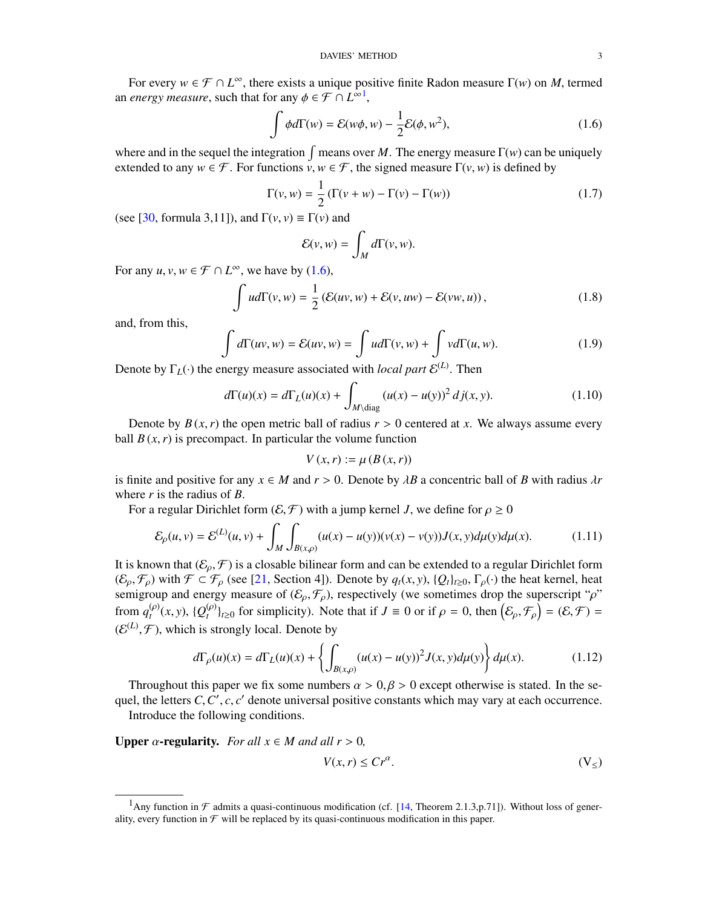For every $w \in \mathcal{F} \cap L^{\infty}$, there exists a unique positive finite Radon measure $\Gamma(w)$ on $M$, termed an *energy measure*, such that for any $\phi \in \mathcal{F} \cap L^{\infty}$[1],

$$\int \phi d\Gamma(w) = \mathcal{E}(w\phi, w) - \frac{1}{2}\mathcal{E}(\phi, w^2), \tag{1.6}$$

where and in the sequel the integration $\int$ means over $M$. The energy measure $\Gamma(w)$ can be uniquely extended to any $w \in \mathcal{F}$. For functions $v, w \in \mathcal{F}$, the signed measure $\Gamma(v, w)$ is defined by

$$\Gamma(v, w) = \frac{1}{2}\left(\Gamma(v + w) - \Gamma(v) - \Gamma(w)\right) \tag{1.7}$$

(see [30, formula 3,11]), and $\Gamma(v, v) \equiv \Gamma(v)$ and

$$\mathcal{E}(v, w) = \int_M d\Gamma(v, w).$$

For any $u, v, w \in \mathcal{F} \cap L^{\infty}$, we have by (1.6),

$$\int u d\Gamma(v, w) = \frac{1}{2}\left(\mathcal{E}(uv, w) + \mathcal{E}(v, uw) - \mathcal{E}(vw, u)\right), \tag{1.8}$$

and, from this,

$$\int d\Gamma(uv, w) = \mathcal{E}(uv, w) = \int u d\Gamma(v, w) + \int v d\Gamma(u, w). \tag{1.9}$$

Denote by $\Gamma_L(\cdot)$ the energy measure associated with *local part* $\mathcal{E}^{(L)}$. Then

$$d\Gamma(u)(x) = d\Gamma_L(u)(x) + \int_{M\setminus \mathrm{diag}} (u(x) - u(y))^2 \, dj(x, y). \tag{1.10}$$

Denote by $B(x, r)$ the open metric ball of radius $r > 0$ centered at $x$. We always assume every ball $B(x, r)$ is precompact. In particular the volume function

$$V(x, r) := \mu(B(x, r))$$

is finite and positive for any $x \in M$ and $r > 0$. Denote by $\lambda B$ a concentric ball of $B$ with radius $\lambda r$ where $r$ is the radius of $B$.

For a regular Dirichlet form $(\mathcal{E}, \mathcal{F})$ with a jump kernel $J$, we define for $\rho \geq 0$

$$\mathcal{E}_\rho(u, v) = \mathcal{E}^{(L)}(u, v) + \int_M \int_{B(x,\rho)} (u(x) - u(y))(v(x) - v(y)) J(x, y) d\mu(y) d\mu(x). \tag{1.11}$$

It is known that $(\mathcal{E}_\rho, \mathcal{F})$ is a closable bilinear form and can be extended to a regular Dirichlet form $(\mathcal{E}_\rho, \mathcal{F}_\rho)$ with $\mathcal{F} \subset \mathcal{F}_\rho$ (see [21, Section 4]). Denote by $q_t(x, y)$, $\{Q_t\}_{t\geq 0}$, $\Gamma_\rho(\cdot)$ the heat kernel, heat semigroup and energy measure of $(\mathcal{E}_\rho, \mathcal{F}_\rho)$, respectively (we sometimes drop the superscript "$\rho$" from $q_t^{(\rho)}(x, y)$, $\{Q_t^{(\rho)}\}_{t\geq 0}$ for simplicity). Note that if $J \equiv 0$ or if $\rho = 0$, then $\left(\mathcal{E}_\rho, \mathcal{F}_\rho\right) = (\mathcal{E}, \mathcal{F}) = (\mathcal{E}^{(L)}, \mathcal{F})$, which is strongly local. Denote by

$$d\Gamma_\rho(u)(x) = d\Gamma_L(u)(x) + \left\{\int_{B(x,\rho)} (u(x) - u(y))^2 J(x, y) d\mu(y)\right\} d\mu(x). \tag{1.12}$$

Throughout this paper we fix some numbers $\alpha > 0, \beta > 0$ except otherwise is stated. In the sequel, the letters $C, C', c, c'$ denote universal positive constants which may vary at each occurrence.

Introduce the following conditions.

**Upper $\alpha$-regularity.** *For all $x \in M$ and all $r > 0$,*

$$V(x, r) \leq C r^{\alpha}. \tag{$V_\leq$}$$

---

[1] Any function in $\mathcal{F}$ admits a quasi-continuous modification (cf. [14, Theorem 2.1.3,p.71]). Without loss of generality, every function in $\mathcal{F}$ will be replaced by its quasi-continuous modification in this paper.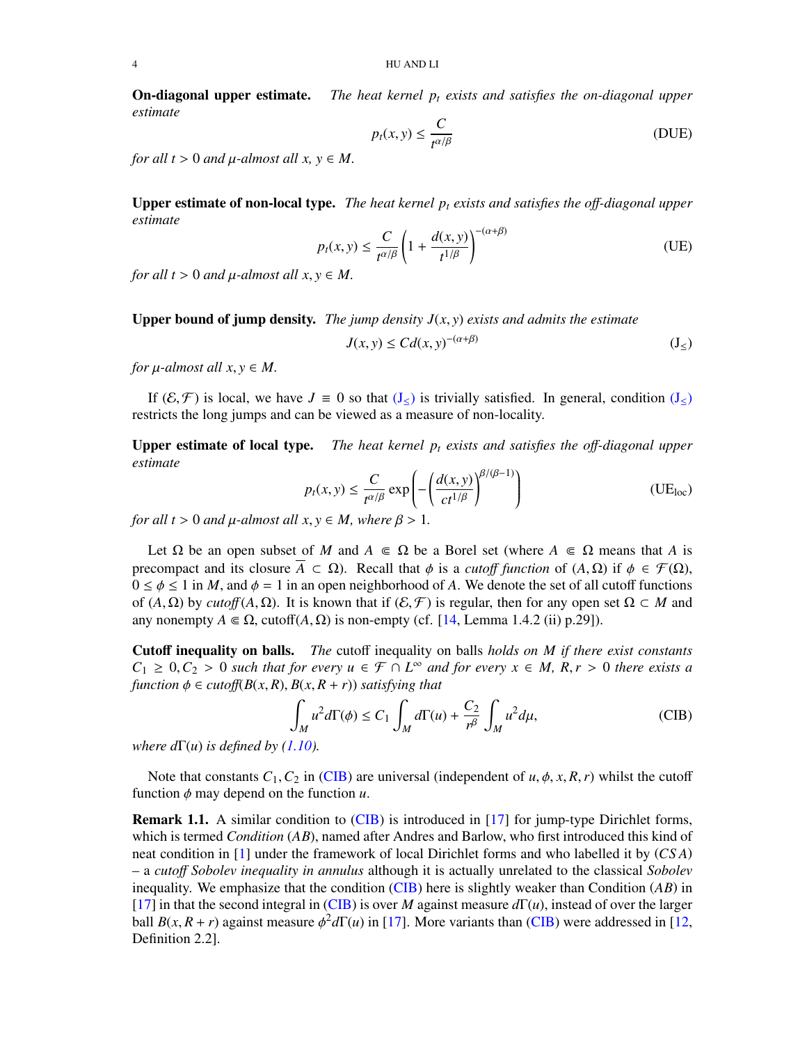**On-diagonal upper estimate.** *The heat kernel $p_t$ exists and satisfies the on-diagonal upper estimate*

$$p_t(x,y) \le \frac{C}{t^{\alpha/\beta}} \tag{DUE}$$

*for all $t > 0$ and $\mu$-almost all $x, y \in M$.*

**Upper estimate of non-local type.** *The heat kernel $p_t$ exists and satisfies the off-diagonal upper estimate*

$$p_t(x,y) \le \frac{C}{t^{\alpha/\beta}}\left(1 + \frac{d(x,y)}{t^{1/\beta}}\right)^{-(\alpha+\beta)} \tag{UE}$$

*for all $t > 0$ and $\mu$-almost all $x, y \in M$.*

**Upper bound of jump density.** *The jump density $J(x,y)$ exists and admits the estimate*

$$J(x,y) \le C d(x,y)^{-(\alpha+\beta)} \tag{$\mathrm{J}_\le$}$$

*for $\mu$-almost all $x, y \in M$.*

If $(\mathcal{E}, \mathcal{F})$ is local, we have $J \equiv 0$ so that ($\mathrm{J}_\le$) is trivially satisfied. In general, condition ($\mathrm{J}_\le$) restricts the long jumps and can be viewed as a measure of non-locality.

**Upper estimate of local type.** *The heat kernel $p_t$ exists and satisfies the off-diagonal upper estimate*

$$p_t(x,y) \le \frac{C}{t^{\alpha/\beta}} \exp\left(-\left(\frac{d(x,y)}{ct^{1/\beta}}\right)^{\beta/(\beta-1)}\right) \tag{$\mathrm{UE}_{\mathrm{loc}}$}$$

*for all $t > 0$ and $\mu$-almost all $x, y \in M$, where $\beta > 1$.*

Let $\Omega$ be an open subset of $M$ and $A \Subset \Omega$ be a Borel set (where $A \Subset \Omega$ means that $A$ is precompact and its closure $\overline{A} \subset \Omega$). Recall that $\phi$ is a *cutoff function* of $(A, \Omega)$ if $\phi \in \mathcal{F}(\Omega)$, $0 \le \phi \le 1$ in $M$, and $\phi = 1$ in an open neighborhood of $A$. We denote the set of all cutoff functions of $(A, \Omega)$ by *cutoff*$(A, \Omega)$. It is known that if $(\mathcal{E}, \mathcal{F})$ is regular, then for any open set $\Omega \subset M$ and any nonempty $A \Subset \Omega$, cutoff$(A, \Omega)$ is non-empty (cf. [14, Lemma 1.4.2 (ii) p.29]).

**Cutoff inequality on balls.** *The* cutoff inequality on balls *holds on $M$ if there exist constants $C_1 \ge 0, C_2 > 0$ such that for every $u \in \mathcal{F} \cap L^\infty$ and for every $x \in M$, $R, r > 0$ there exists a function $\phi \in$ cutoff$(B(x,R), B(x,R+r))$ satisfying that*

$$\int_M u^2 d\Gamma(\phi) \le C_1 \int_M d\Gamma(u) + \frac{C_2}{r^\beta}\int_M u^2 d\mu, \tag{CIB}$$

*where $d\Gamma(u)$ is defined by (1.10).*

Note that constants $C_1, C_2$ in (CIB) are universal (independent of $u, \phi, x, R, r$) whilst the cutoff function $\phi$ may depend on the function $u$.

**Remark 1.1.** A similar condition to (CIB) is introduced in [17] for jump-type Dirichlet forms, which is termed *Condition* $(AB)$, named after Andres and Barlow, who first introduced this kind of neat condition in [1] under the framework of local Dirichlet forms and who labelled it by $(CSA)$ – a *cutoff Sobolev inequality in annulus* although it is actually unrelated to the classical *Sobolev* inequality. We emphasize that the condition (CIB) here is slightly weaker than Condition $(AB)$ in [17] in that the second integral in (CIB) is over $M$ against measure $d\Gamma(u)$, instead of over the larger ball $B(x, R+r)$ against measure $\phi^2 d\Gamma(u)$ in [17]. More variants than (CIB) were addressed in [12, Definition 2.2].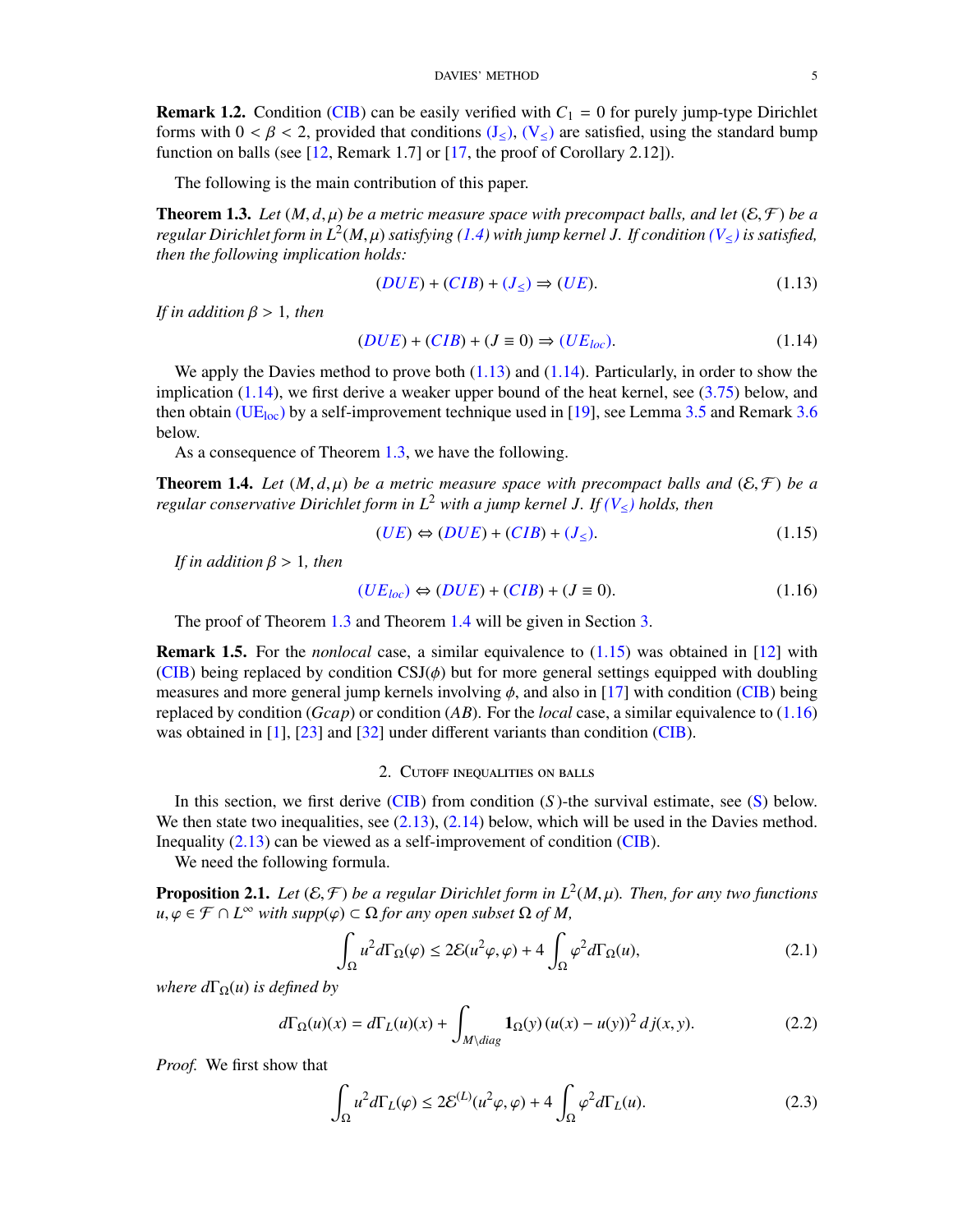**Remark 1.2.** Condition (CIB) can be easily verified with $C_1 = 0$ for purely jump-type Dirichlet forms with $0 < \beta < 2$, provided that conditions ($J_\leq$), ($V_\leq$) are satisfied, using the standard bump function on balls (see [12, Remark 1.7] or [17, the proof of Corollary 2.12]).

The following is the main contribution of this paper.

**Theorem 1.3.** *Let $(M, d, \mu)$ be a metric measure space with precompact balls, and let $(\mathcal{E}, \mathcal{F})$ be a regular Dirichlet form in $L^2(M, \mu)$ satisfying (1.4) with jump kernel $J$. If condition ($V_\leq$) is satisfied, then the following implication holds:*

$$(DUE) + (CIB) + (J_\leq) \Rightarrow (UE). \tag{1.13}$$

*If in addition $\beta > 1$, then*

$$(DUE) + (CIB) + (J \equiv 0) \Rightarrow (UE_{loc}). \tag{1.14}$$

We apply the Davies method to prove both (1.13) and (1.14). Particularly, in order to show the implication (1.14), we first derive a weaker upper bound of the heat kernel, see (3.75) below, and then obtain ($\mathrm{UE_{loc}}$) by a self-improvement technique used in [19], see Lemma 3.5 and Remark 3.6 below.

As a consequence of Theorem 1.3, we have the following.

**Theorem 1.4.** *Let $(M, d, \mu)$ be a metric measure space with precompact balls and $(\mathcal{E}, \mathcal{F})$ be a regular conservative Dirichlet form in $L^2$ with a jump kernel $J$. If ($V_\leq$) holds, then*

$$(UE) \Leftrightarrow (DUE) + (CIB) + (J_\leq). \tag{1.15}$$

*If in addition $\beta > 1$, then*

$$(UE_{loc}) \Leftrightarrow (DUE) + (CIB) + (J \equiv 0). \tag{1.16}$$

The proof of Theorem 1.3 and Theorem 1.4 will be given in Section 3.

**Remark 1.5.** For the *nonlocal* case, a similar equivalence to (1.15) was obtained in [12] with (CIB) being replaced by condition CSJ($\phi$) but for more general settings equipped with doubling measures and more general jump kernels involving $\phi$, and also in [17] with condition (CIB) being replaced by condition ($Gcap$) or condition ($AB$). For the *local* case, a similar equivalence to (1.16) was obtained in [1], [23] and [32] under different variants than condition (CIB).

## 2. Cutoff inequalities on balls

In this section, we first derive (CIB) from condition ($S$)-the survival estimate, see (S) below. We then state two inequalities, see (2.13), (2.14) below, which will be used in the Davies method. Inequality (2.13) can be viewed as a self-improvement of condition (CIB).

We need the following formula.

**Proposition 2.1.** *Let $(\mathcal{E}, \mathcal{F})$ be a regular Dirichlet form in $L^2(M, \mu)$. Then, for any two functions $u, \varphi \in \mathcal{F} \cap L^\infty$ with $supp(\varphi) \subset \Omega$ for any open subset $\Omega$ of $M$,*

$$\int_\Omega u^2 d\Gamma_\Omega(\varphi) \leq 2\mathcal{E}(u^2\varphi, \varphi) + 4\int_\Omega \varphi^2 d\Gamma_\Omega(u), \tag{2.1}$$

*where $d\Gamma_\Omega(u)$ is defined by*

$$d\Gamma_\Omega(u)(x) = d\Gamma_L(u)(x) + \int_{M\setminus diag} \mathbf{1}_\Omega(y)\,(u(x) - u(y))^2\, dj(x, y). \tag{2.2}$$

*Proof.* We first show that

$$\int_\Omega u^2 d\Gamma_L(\varphi) \leq 2\mathcal{E}^{(L)}(u^2\varphi, \varphi) + 4\int_\Omega \varphi^2 d\Gamma_L(u). \tag{2.3}$$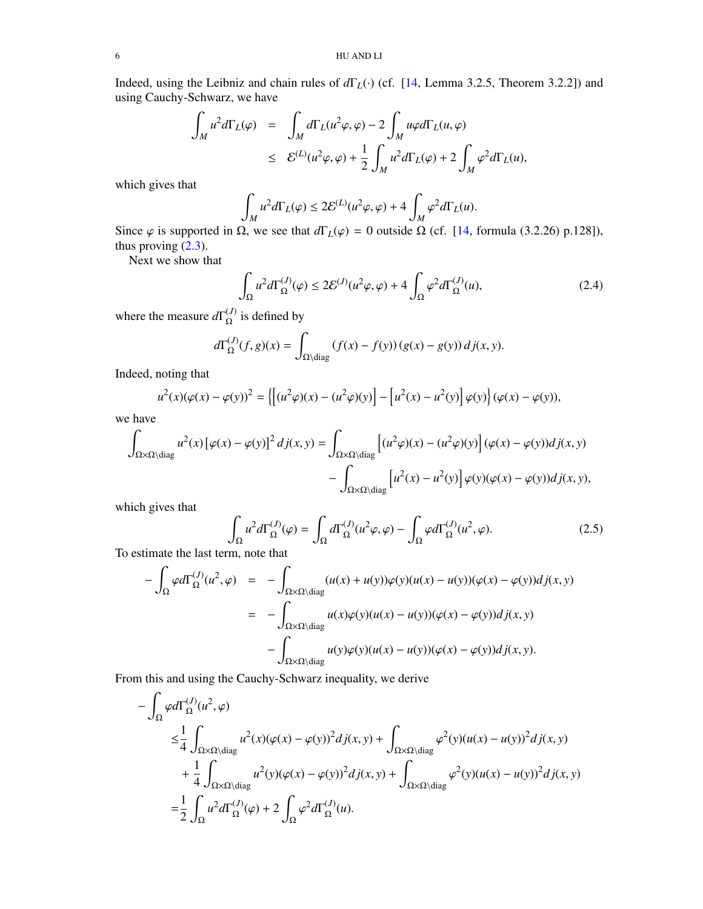Indeed, using the Leibniz and chain rules of $d\Gamma_L(\cdot)$ (cf. [14, Lemma 3.2.5, Theorem 3.2.2]) and using Cauchy-Schwarz, we have

$$
\begin{aligned}
\int_M u^2 d\Gamma_L(\varphi) &= \int_M d\Gamma_L(u^2\varphi, \varphi) - 2\int_M u\varphi d\Gamma_L(u, \varphi) \\
&\leq \mathcal{E}^{(L)}(u^2\varphi, \varphi) + \frac{1}{2}\int_M u^2 d\Gamma_L(\varphi) + 2\int_M \varphi^2 d\Gamma_L(u),
\end{aligned}
$$

which gives that

$$
\int_M u^2 d\Gamma_L(\varphi) \leq 2\mathcal{E}^{(L)}(u^2\varphi, \varphi) + 4\int_M \varphi^2 d\Gamma_L(u).
$$

Since $\varphi$ is supported in $\Omega$, we see that $d\Gamma_L(\varphi) = 0$ outside $\Omega$ (cf. [14, formula (3.2.26) p.128]), thus proving (2.3).

Next we show that

$$
\int_\Omega u^2 d\Gamma_\Omega^{(J)}(\varphi) \leq 2\mathcal{E}^{(J)}(u^2\varphi, \varphi) + 4\int_\Omega \varphi^2 d\Gamma_\Omega^{(J)}(u), \tag{2.4}
$$

where the measure $d\Gamma_\Omega^{(J)}$ is defined by

$$
d\Gamma_\Omega^{(J)}(f, g)(x) = \int_{\Omega\setminus\mathrm{diag}} (f(x) - f(y))(g(x) - g(y))\, dj(x, y).
$$

Indeed, noting that

$$
u^2(x)(\varphi(x) - \varphi(y))^2 = \left\{\left[(u^2\varphi)(x) - (u^2\varphi)(y)\right] - \left[u^2(x) - u^2(y)\right]\varphi(y)\right\}(\varphi(x) - \varphi(y)),
$$

we have

$$
\begin{aligned}
\int_{\Omega\times\Omega\setminus\mathrm{diag}} u^2(x)\left[\varphi(x) - \varphi(y)\right]^2 dj(x, y) &= \int_{\Omega\times\Omega\setminus\mathrm{diag}} \left[(u^2\varphi)(x) - (u^2\varphi)(y)\right](\varphi(x) - \varphi(y)) dj(x, y) \\
&\quad - \int_{\Omega\times\Omega\setminus\mathrm{diag}} \left[u^2(x) - u^2(y)\right]\varphi(y)(\varphi(x) - \varphi(y)) dj(x, y),
\end{aligned}
$$

which gives that

$$
\int_\Omega u^2 d\Gamma_\Omega^{(J)}(\varphi) = \int_\Omega d\Gamma_\Omega^{(J)}(u^2\varphi, \varphi) - \int_\Omega \varphi d\Gamma_\Omega^{(J)}(u^2, \varphi). \tag{2.5}
$$

To estimate the last term, note that

$$
\begin{aligned}
-\int_\Omega \varphi d\Gamma_\Omega^{(J)}(u^2, \varphi) &= -\int_{\Omega\times\Omega\setminus\mathrm{diag}} (u(x) + u(y))\varphi(y)(u(x) - u(y))(\varphi(x) - \varphi(y)) dj(x, y) \\
&= -\int_{\Omega\times\Omega\setminus\mathrm{diag}} u(x)\varphi(y)(u(x) - u(y))(\varphi(x) - \varphi(y)) dj(x, y) \\
&\quad - \int_{\Omega\times\Omega\setminus\mathrm{diag}} u(y)\varphi(y)(u(x) - u(y))(\varphi(x) - \varphi(y)) dj(x, y).
\end{aligned}
$$

From this and using the Cauchy-Schwarz inequality, we derive

$$
\begin{aligned}
&-\int_\Omega \varphi d\Gamma_\Omega^{(J)}(u^2, \varphi) \\
&\quad\leq \frac{1}{4}\int_{\Omega\times\Omega\setminus\mathrm{diag}} u^2(x)(\varphi(x) - \varphi(y))^2 dj(x, y) + \int_{\Omega\times\Omega\setminus\mathrm{diag}} \varphi^2(y)(u(x) - u(y))^2 dj(x, y) \\
&\qquad + \frac{1}{4}\int_{\Omega\times\Omega\setminus\mathrm{diag}} u^2(y)(\varphi(x) - \varphi(y))^2 dj(x, y) + \int_{\Omega\times\Omega\setminus\mathrm{diag}} \varphi^2(y)(u(x) - u(y))^2 dj(x, y) \\
&\quad= \frac{1}{2}\int_\Omega u^2 d\Gamma_\Omega^{(J)}(\varphi) + 2\int_\Omega \varphi^2 d\Gamma_\Omega^{(J)}(u).
\end{aligned}
$$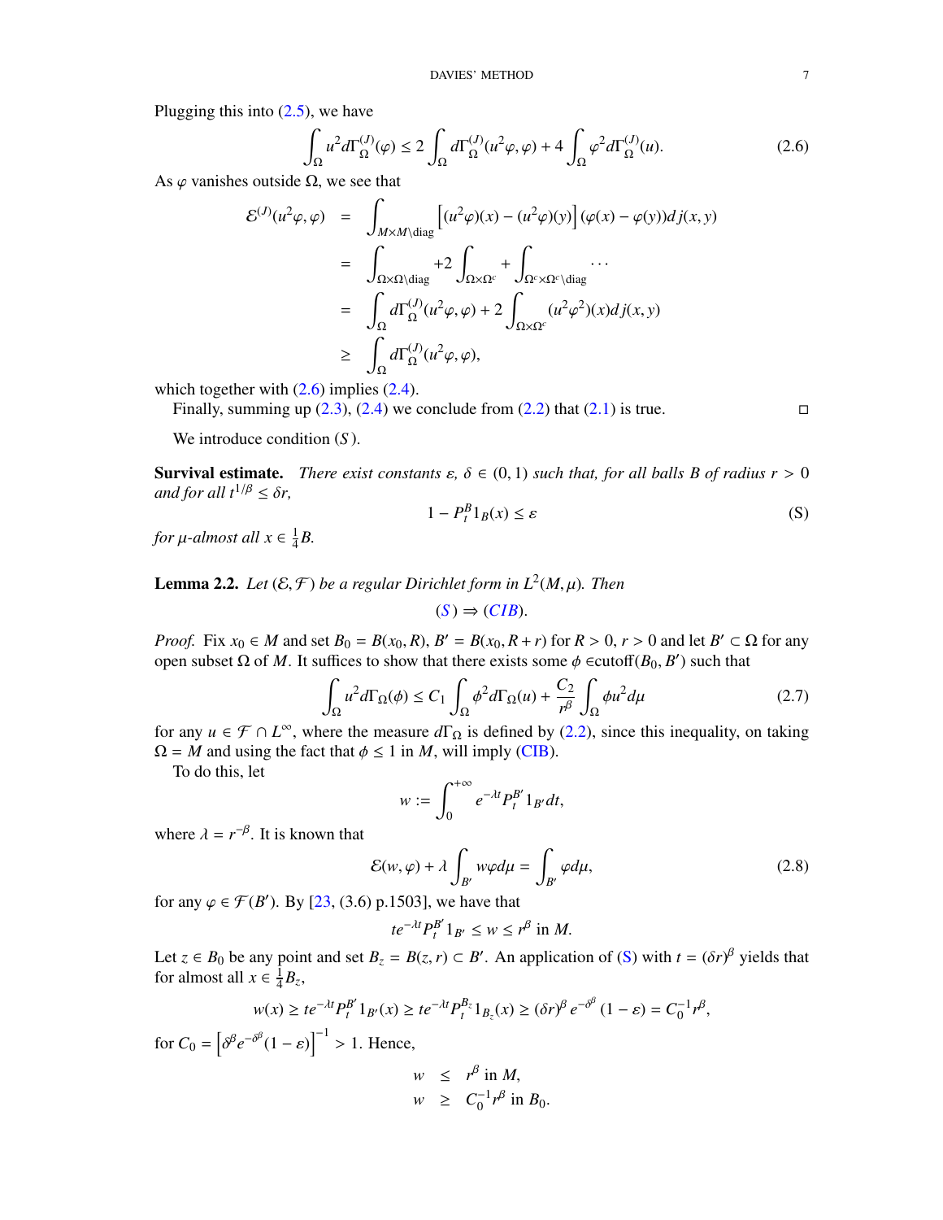Plugging this into (2.5), we have

$$\int_\Omega u^2 d\Gamma_\Omega^{(J)}(\varphi) \le 2\int_\Omega d\Gamma_\Omega^{(J)}(u^2\varphi,\varphi) + 4\int_\Omega \varphi^2 d\Gamma_\Omega^{(J)}(u). \tag{2.6}$$

As $\varphi$ vanishes outside $\Omega$, we see that

$$\begin{aligned}
\mathcal{E}^{(J)}(u^2\varphi,\varphi) &= \int_{M\times M\setminus \mathrm{diag}} \left[(u^2\varphi)(x) - (u^2\varphi)(y)\right](\varphi(x)-\varphi(y))dj(x,y) \\
&= \int_{\Omega\times\Omega\setminus\mathrm{diag}} + 2\int_{\Omega\times\Omega^c} + \int_{\Omega^c\times\Omega^c\setminus\mathrm{diag}} \cdots \\
&= \int_\Omega d\Gamma_\Omega^{(J)}(u^2\varphi,\varphi) + 2\int_{\Omega\times\Omega^c}(u^2\varphi^2)(x)dj(x,y) \\
&\ge \int_\Omega d\Gamma_\Omega^{(J)}(u^2\varphi,\varphi),
\end{aligned}$$

which together with (2.6) implies (2.4).

Finally, summing up (2.3), (2.4) we conclude from (2.2) that (2.1) is true. □

We introduce condition $(S)$.

**Survival estimate.** *There exist constants $\varepsilon, \delta \in (0,1)$ such that, for all balls $B$ of radius $r > 0$ and for all $t^{1/\beta} \le \delta r$,*

$$1 - P_t^B 1_B(x) \le \varepsilon \tag{S}$$

*for $\mu$-almost all $x \in \frac{1}{4}B$.*

**Lemma 2.2.** *Let $(\mathcal{E},\mathcal{F})$ be a regular Dirichlet form in $L^2(M,\mu)$. Then*

$$(S) \Rightarrow (CIB).$$

*Proof.* Fix $x_0 \in M$ and set $B_0 = B(x_0,R)$, $B' = B(x_0,R+r)$ for $R > 0$, $r > 0$ and let $B' \subset \Omega$ for any open subset $\Omega$ of $M$. It suffices to show that there exists some $\phi \in$cutoff$(B_0,B')$ such that

$$\int_\Omega u^2 d\Gamma_\Omega(\phi) \le C_1\int_\Omega \phi^2 d\Gamma_\Omega(u) + \frac{C_2}{r^\beta}\int_\Omega \phi u^2 d\mu \tag{2.7}$$

for any $u \in \mathcal{F}\cap L^\infty$, where the measure $d\Gamma_\Omega$ is defined by (2.2), since this inequality, on taking $\Omega = M$ and using the fact that $\phi \le 1$ in $M$, will imply (CIB).

To do this, let

$$w := \int_0^{+\infty} e^{-\lambda t} P_t^{B'} 1_{B'} dt,$$

where $\lambda = r^{-\beta}$. It is known that

$$\mathcal{E}(w,\varphi) + \lambda\int_{B'} w\varphi d\mu = \int_{B'}\varphi d\mu, \tag{2.8}$$

for any $\varphi \in \mathcal{F}(B')$. By [23, (3.6) p.1503], we have that

$$te^{-\lambda t}P_t^{B'}1_{B'} \le w \le r^\beta \text{ in } M.$$

Let $z \in B_0$ be any point and set $B_z = B(z,r) \subset B'$. An application of (S) with $t = (\delta r)^\beta$ yields that for almost all $x \in \frac{1}{4}B_z$,

$$w(x) \ge te^{-\lambda t}P_t^{B'}1_{B'}(x) \ge te^{-\lambda t}P_t^{B_z}1_{B_z}(x) \ge (\delta r)^\beta e^{-\delta^\beta}(1-\varepsilon) = C_0^{-1}r^\beta,$$

for $C_0 = \left[\delta^\beta e^{-\delta^\beta}(1-\varepsilon)\right]^{-1} > 1$. Hence,

$$\begin{aligned}
w &\le r^\beta \text{ in } M, \\
w &\ge C_0^{-1}r^\beta \text{ in } B_0.
\end{aligned}$$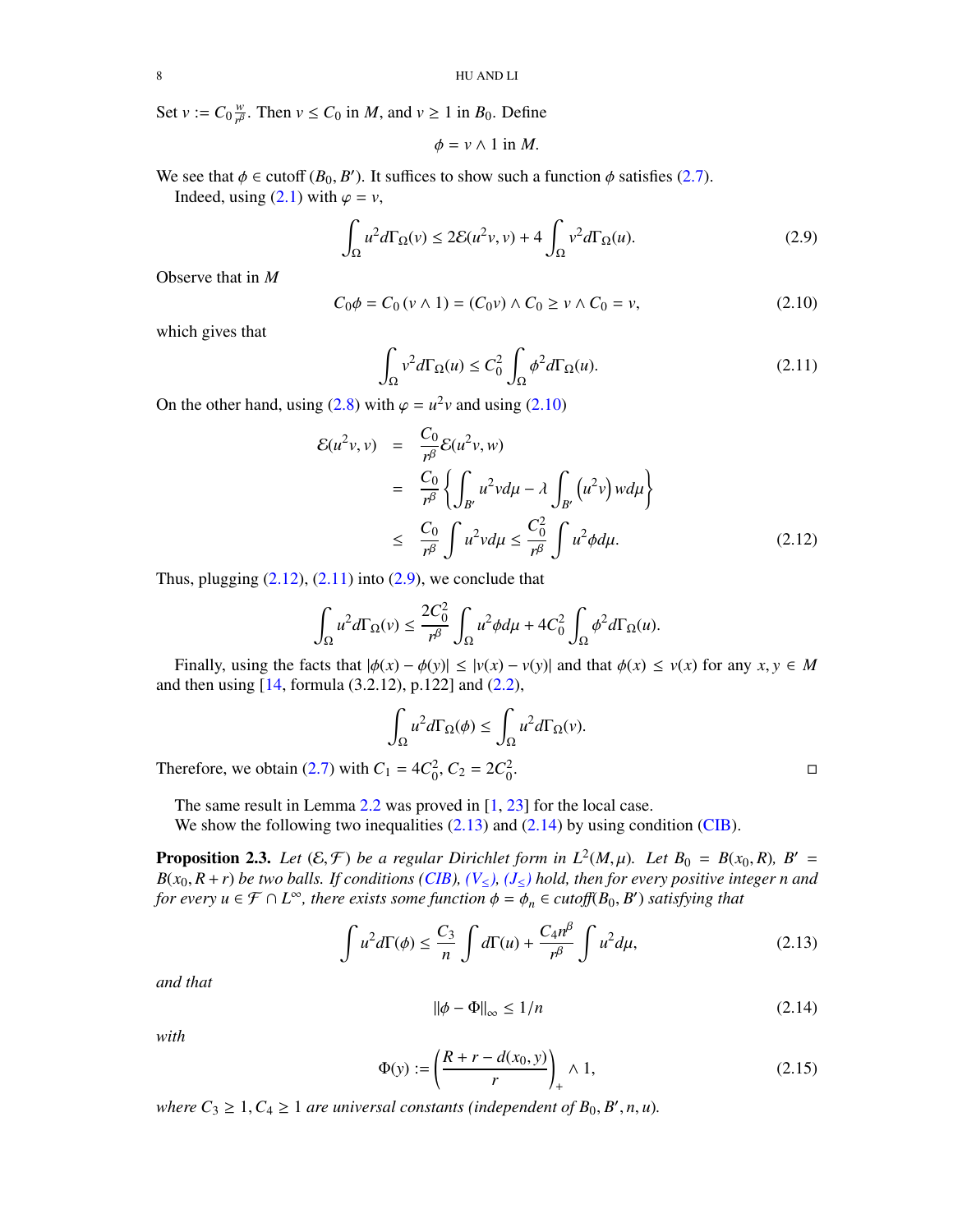Set $v := C_0 \frac{w}{r^\beta}$. Then $v \leq C_0$ in $M$, and $v \geq 1$ in $B_0$. Define

$$\phi = v \wedge 1 \text{ in } M.$$

We see that $\phi \in \text{cutoff}\,(B_0, B')$. It suffices to show such a function $\phi$ satisfies (2.7).

Indeed, using (2.1) with $\varphi = v$,

$$\int_\Omega u^2 d\Gamma_\Omega(v) \leq 2\mathcal{E}(u^2 v, v) + 4\int_\Omega v^2 d\Gamma_\Omega(u). \tag{2.9}$$

Observe that in $M$

$$C_0\phi = C_0\,(v \wedge 1) = (C_0 v) \wedge C_0 \geq v \wedge C_0 = v, \tag{2.10}$$

which gives that

$$\int_\Omega v^2 d\Gamma_\Omega(u) \leq C_0^2 \int_\Omega \phi^2 d\Gamma_\Omega(u). \tag{2.11}$$

On the other hand, using (2.8) with $\varphi = u^2 v$ and using (2.10)

$$\begin{aligned}
\mathcal{E}(u^2 v, v) &= \frac{C_0}{r^\beta}\mathcal{E}(u^2 v, w) \\
&= \frac{C_0}{r^\beta}\left\{\int_{B'} u^2 v d\mu - \lambda \int_{B'} \left(u^2 v\right) w d\mu\right\} \\
&\leq \frac{C_0}{r^\beta}\int u^2 v d\mu \leq \frac{C_0^2}{r^\beta}\int u^2 \phi d\mu.
\end{aligned} \tag{2.12}$$

Thus, plugging (2.12), (2.11) into (2.9), we conclude that

$$\int_\Omega u^2 d\Gamma_\Omega(v) \leq \frac{2C_0^2}{r^\beta}\int_\Omega u^2 \phi d\mu + 4C_0^2 \int_\Omega \phi^2 d\Gamma_\Omega(u).$$

Finally, using the facts that $|\phi(x) - \phi(y)| \leq |v(x) - v(y)|$ and that $\phi(x) \leq v(x)$ for any $x, y \in M$ and then using [14, formula (3.2.12), p.122] and (2.2),

$$\int_\Omega u^2 d\Gamma_\Omega(\phi) \leq \int_\Omega u^2 d\Gamma_\Omega(v).$$

Therefore, we obtain (2.7) with $C_1 = 4C_0^2$, $C_2 = 2C_0^2$. □

The same result in Lemma 2.2 was proved in [1, 23] for the local case.

We show the following two inequalities (2.13) and (2.14) by using condition (CIB).

**Proposition 2.3.** *Let $(\mathcal{E}, \mathcal{F})$ be a regular Dirichlet form in $L^2(M, \mu)$. Let $B_0 = B(x_0, R)$, $B' = B(x_0, R + r)$ be two balls. If conditions (CIB), $(V_\leq)$, $(J_\leq)$ hold, then for every positive integer $n$ and for every $u \in \mathcal{F} \cap L^\infty$, there exists some function $\phi = \phi_n \in$ cutoff$(B_0, B')$ satisfying that*

$$\int u^2 d\Gamma(\phi) \leq \frac{C_3}{n}\int d\Gamma(u) + \frac{C_4 n^\beta}{r^\beta}\int u^2 d\mu, \tag{2.13}$$

*and that*

$$\|\phi - \Phi\|_\infty \leq 1/n \tag{2.14}$$

*with*

$$\Phi(y) := \left(\frac{R + r - d(x_0, y)}{r}\right)_+ \wedge 1, \tag{2.15}$$

*where $C_3 \geq 1, C_4 \geq 1$ are universal constants (independent of $B_0, B', n, u$).*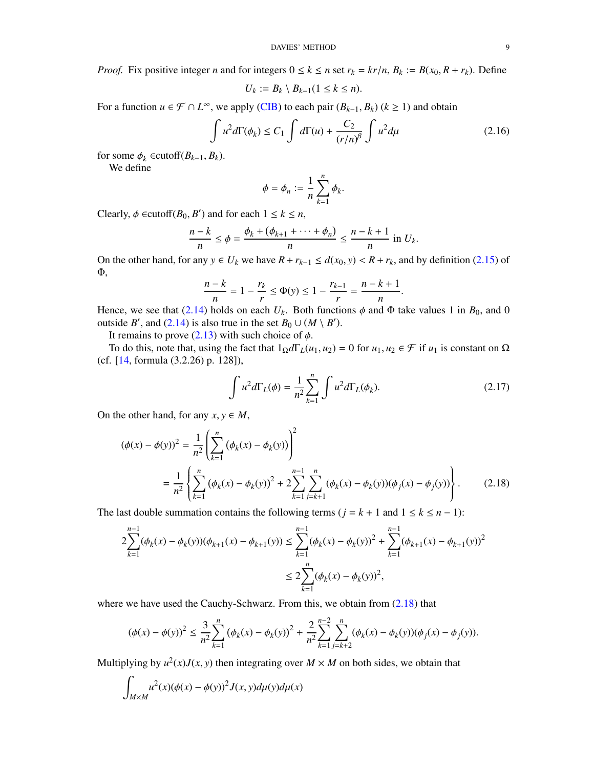*Proof.* Fix positive integer $n$ and for integers $0 \le k \le n$ set $r_k = kr/n$, $B_k := B(x_0, R + r_k)$. Define

$$U_k := B_k \setminus B_{k-1} (1 \le k \le n).$$

For a function $u \in \mathcal{F} \cap L^\infty$, we apply (CIB) to each pair $(B_{k-1}, B_k)$ $(k \ge 1)$ and obtain

$$\int u^2 d\Gamma(\phi_k) \le C_1 \int d\Gamma(u) + \frac{C_2}{(r/n)^\beta} \int u^2 d\mu \tag{2.16}$$

for some $\phi_k \in$cutoff$(B_{k-1}, B_k)$.

We define

$$\phi = \phi_n := \frac{1}{n} \sum_{k=1}^{n} \phi_k.$$

Clearly, $\phi \in$cutoff$(B_0, B')$ and for each $1 \le k \le n$,

$$\frac{n-k}{n} \le \phi = \frac{\phi_k + (\phi_{k+1} + \cdots + \phi_n)}{n} \le \frac{n-k+1}{n} \text{ in } U_k.$$

On the other hand, for any $y \in U_k$ we have $R + r_{k-1} \le d(x_0, y) < R + r_k$, and by definition (2.15) of $\Phi$,

$$\frac{n-k}{n} = 1 - \frac{r_k}{r} \le \Phi(y) \le 1 - \frac{r_{k-1}}{r} = \frac{n-k+1}{n}.$$

Hence, we see that (2.14) holds on each $U_k$. Both functions $\phi$ and $\Phi$ take values 1 in $B_0$, and 0 outside $B'$, and (2.14) is also true in the set $B_0 \cup (M \setminus B')$.

It remains to prove (2.13) with such choice of $\phi$.

To do this, note that, using the fact that $1_\Omega d\Gamma_L(u_1, u_2) = 0$ for $u_1, u_2 \in \mathcal{F}$ if $u_1$ is constant on $\Omega$ (cf. [14, formula (3.2.26) p. 128]),

$$\int u^2 d\Gamma_L(\phi) = \frac{1}{n^2} \sum_{k=1}^{n} \int u^2 d\Gamma_L(\phi_k). \tag{2.17}$$

On the other hand, for any $x, y \in M$,

$$\begin{aligned}
(\phi(x) - \phi(y))^2 &= \frac{1}{n^2} \left( \sum_{k=1}^{n} (\phi_k(x) - \phi_k(y)) \right)^2 \\
&= \frac{1}{n^2} \left\{ \sum_{k=1}^{n} (\phi_k(x) - \phi_k(y))^2 + 2 \sum_{k=1}^{n-1} \sum_{j=k+1}^{n} (\phi_k(x) - \phi_k(y))(\phi_j(x) - \phi_j(y)) \right\}.
\end{aligned} \tag{2.18}$$

The last double summation contains the following terms ($j = k + 1$ and $1 \le k \le n - 1$):

$$\begin{aligned}
2 \sum_{k=1}^{n-1} (\phi_k(x) - \phi_k(y))(\phi_{k+1}(x) - \phi_{k+1}(y)) &\le \sum_{k=1}^{n-1} (\phi_k(x) - \phi_k(y))^2 + \sum_{k=1}^{n-1} (\phi_{k+1}(x) - \phi_{k+1}(y))^2 \\
&\le 2 \sum_{k=1}^{n} (\phi_k(x) - \phi_k(y))^2,
\end{aligned}$$

where we have used the Cauchy-Schwarz. From this, we obtain from (2.18) that

$$(\phi(x) - \phi(y))^2 \le \frac{3}{n^2} \sum_{k=1}^{n} (\phi_k(x) - \phi_k(y))^2 + \frac{2}{n^2} \sum_{k=1}^{n-2} \sum_{j=k+2}^{n} (\phi_k(x) - \phi_k(y))(\phi_j(x) - \phi_j(y)).$$

Multiplying by $u^2(x) J(x, y)$ then integrating over $M \times M$ on both sides, we obtain that

$$\int_{M \times M} u^2(x)(\phi(x) - \phi(y))^2 J(x, y) d\mu(y) d\mu(x)$$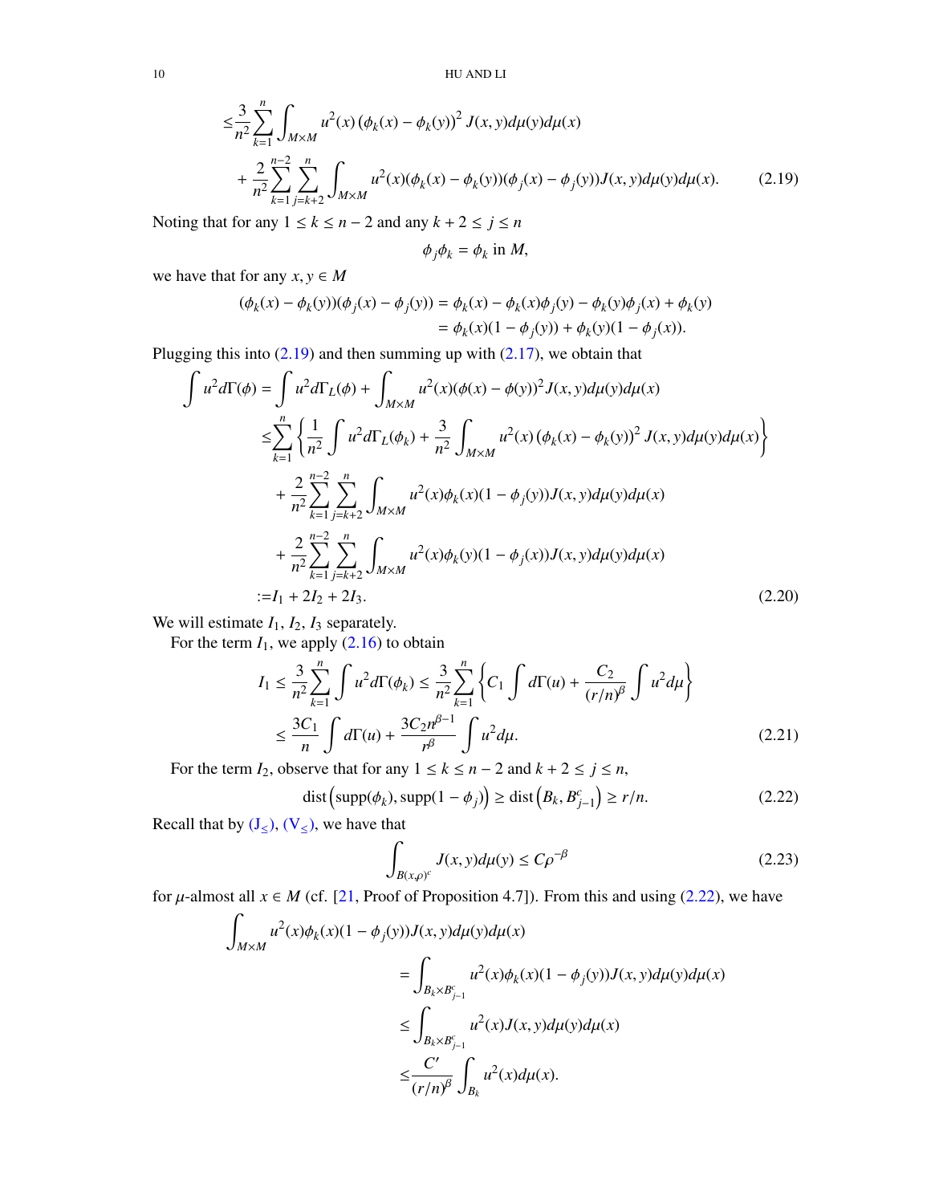$$
\begin{aligned}
&\leq \frac{3}{n^2}\sum_{k=1}^{n}\int_{M\times M} u^2(x)\left(\phi_k(x)-\phi_k(y)\right)^2 J(x,y)d\mu(y)d\mu(x) \\
&\quad + \frac{2}{n^2}\sum_{k=1}^{n-2}\sum_{j=k+2}^{n}\int_{M\times M} u^2(x)(\phi_k(x)-\phi_k(y))(\phi_j(x)-\phi_j(y))J(x,y)d\mu(y)d\mu(x). \qquad (2.19)
\end{aligned}
$$

Noting that for any $1 \leq k \leq n-2$ and any $k+2 \leq j \leq n$

$$
\phi_j\phi_k = \phi_k \text{ in } M,
$$

we have that for any $x, y \in M$

$$
\begin{aligned}
(\phi_k(x)-\phi_k(y))(\phi_j(x)-\phi_j(y)) &= \phi_k(x) - \phi_k(x)\phi_j(y) - \phi_k(y)\phi_j(x) + \phi_k(y) \\
&= \phi_k(x)(1-\phi_j(y)) + \phi_k(y)(1-\phi_j(x)).
\end{aligned}
$$

Plugging this into (2.19) and then summing up with (2.17), we obtain that

$$
\begin{aligned}
\int u^2 d\Gamma(\phi) &= \int u^2 d\Gamma_L(\phi) + \int_{M\times M} u^2(x)(\phi(x)-\phi(y))^2 J(x,y)d\mu(y)d\mu(x) \\
&\leq \sum_{k=1}^{n}\left\{\frac{1}{n^2}\int u^2 d\Gamma_L(\phi_k) + \frac{3}{n^2}\int_{M\times M} u^2(x)\left(\phi_k(x)-\phi_k(y)\right)^2 J(x,y)d\mu(y)d\mu(x)\right\} \\
&\quad + \frac{2}{n^2}\sum_{k=1}^{n-2}\sum_{j=k+2}^{n}\int_{M\times M} u^2(x)\phi_k(x)(1-\phi_j(y))J(x,y)d\mu(y)d\mu(x) \\
&\quad + \frac{2}{n^2}\sum_{k=1}^{n-2}\sum_{j=k+2}^{n}\int_{M\times M} u^2(x)\phi_k(y)(1-\phi_j(x))J(x,y)d\mu(y)d\mu(x) \\
&:= I_1 + 2I_2 + 2I_3. \qquad (2.20)
\end{aligned}
$$

We will estimate $I_1, I_2, I_3$ separately.

For the term $I_1$, we apply (2.16) to obtain

$$
\begin{aligned}
I_1 &\leq \frac{3}{n^2}\sum_{k=1}^{n}\int u^2 d\Gamma(\phi_k) \leq \frac{3}{n^2}\sum_{k=1}^{n}\left\{C_1\int d\Gamma(u) + \frac{C_2}{(r/n)^\beta}\int u^2 d\mu\right\} \\
&\leq \frac{3C_1}{n}\int d\Gamma(u) + \frac{3C_2 n^{\beta-1}}{r^\beta}\int u^2 d\mu. \qquad (2.21)
\end{aligned}
$$

For the term $I_2$, observe that for any $1 \leq k \leq n-2$ and $k+2 \leq j \leq n$,

$$
\operatorname{dist}\left(\operatorname{supp}(\phi_k), \operatorname{supp}(1-\phi_j)\right) \geq \operatorname{dist}\left(B_k, B_{j-1}^c\right) \geq r/n. \qquad (2.22)
$$

Recall that by (J$_\leq$), (V$_\leq$), we have that

$$
\int_{B(x,\rho)^c} J(x,y)d\mu(y) \leq C\rho^{-\beta} \qquad (2.23)
$$

for $\mu$-almost all $x \in M$ (cf. [21, Proof of Proposition 4.7]). From this and using (2.22), we have

$$
\begin{aligned}
&\int_{M\times M} u^2(x)\phi_k(x)(1-\phi_j(y))J(x,y)d\mu(y)d\mu(x) \\
&\qquad = \int_{B_k\times B_{j-1}^c} u^2(x)\phi_k(x)(1-\phi_j(y))J(x,y)d\mu(y)d\mu(x) \\
&\qquad \leq \int_{B_k\times B_{j-1}^c} u^2(x)J(x,y)d\mu(y)d\mu(x) \\
&\qquad \leq \frac{C'}{(r/n)^\beta}\int_{B_k} u^2(x)d\mu(x).
\end{aligned}
$$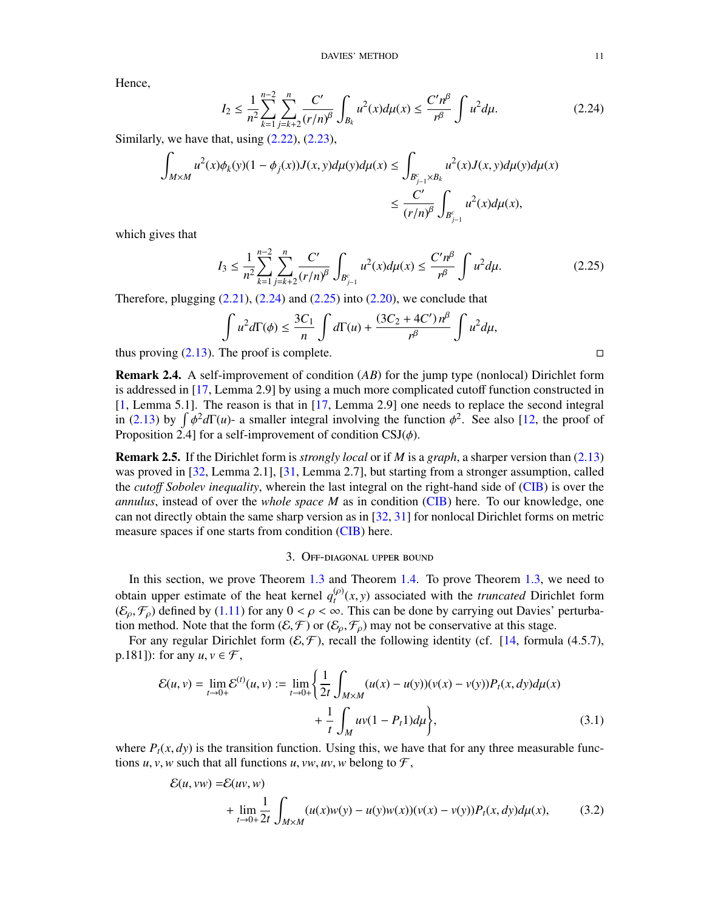Hence,

$$I_2 \leq \frac{1}{n^2}\sum_{k=1}^{n-2}\sum_{j=k+2}^{n}\frac{C'}{(r/n)^\beta}\int_{B_k} u^2(x)d\mu(x) \leq \frac{C'n^\beta}{r^\beta}\int u^2 d\mu. \tag{2.24}$$

Similarly, we have that, using (2.22), (2.23),

$$\begin{aligned}\int_{M\times M} u^2(x)\phi_k(y)(1-\phi_j(x))J(x,y)d\mu(y)d\mu(x) &\leq \int_{B_{j-1}^c\times B_k} u^2(x)J(x,y)d\mu(y)d\mu(x)\\ &\leq \frac{C'}{(r/n)^\beta}\int_{B_{j-1}^c} u^2(x)d\mu(x),\end{aligned}$$

which gives that

$$I_3 \leq \frac{1}{n^2}\sum_{k=1}^{n-2}\sum_{j=k+2}^{n}\frac{C'}{(r/n)^\beta}\int_{B_{j-1}^c} u^2(x)d\mu(x) \leq \frac{C'n^\beta}{r^\beta}\int u^2 d\mu. \tag{2.25}$$

Therefore, plugging (2.21), (2.24) and (2.25) into (2.20), we conclude that

$$\int u^2 d\Gamma(\phi) \leq \frac{3C_1}{n}\int d\Gamma(u) + \frac{(3C_2+4C')n^\beta}{r^\beta}\int u^2 d\mu,$$

thus proving (2.13). The proof is complete. □

**Remark 2.4.** A self-improvement of condition $(AB)$ for the jump type (nonlocal) Dirichlet form is addressed in [17, Lemma 2.9] by using a much more complicated cutoff function constructed in [1, Lemma 5.1]. The reason is that in [17, Lemma 2.9] one needs to replace the second integral in (2.13) by $\int \phi^2 d\Gamma(u)$- a smaller integral involving the function $\phi^2$. See also [12, the proof of Proposition 2.4] for a self-improvement of condition CSJ$(\phi)$.

**Remark 2.5.** If the Dirichlet form is *strongly local* or if $M$ is a *graph*, a sharper version than (2.13) was proved in [32, Lemma 2.1], [31, Lemma 2.7], but starting from a stronger assumption, called the *cutoff Sobolev inequality*, wherein the last integral on the right-hand side of (CIB) is over the *annulus*, instead of over the *whole space* $M$ as in condition (CIB) here. To our knowledge, one can not directly obtain the same sharp version as in [32, 31] for nonlocal Dirichlet forms on metric measure spaces if one starts from condition (CIB) here.

## 3. Off-diagonal upper bound

In this section, we prove Theorem 1.3 and Theorem 1.4. To prove Theorem 1.3, we need to obtain upper estimate of the heat kernel $q_t^{(\rho)}(x,y)$ associated with the *truncated* Dirichlet form $(\mathcal{E}_\rho, \mathcal{F}_\rho)$ defined by (1.11) for any $0<\rho<\infty$. This can be done by carrying out Davies' perturbation method. Note that the form $(\mathcal{E},\mathcal{F})$ or $(\mathcal{E}_\rho,\mathcal{F}_\rho)$ may not be conservative at this stage.

For any regular Dirichlet form $(\mathcal{E},\mathcal{F})$, recall the following identity (cf. [14, formula (4.5.7), p.181]): for any $u, v\in\mathcal{F}$,

$$\begin{aligned}\mathcal{E}(u,v) = \lim_{t\to 0+}\mathcal{E}^{(t)}(u,v) := \lim_{t\to 0+}\bigg\{&\frac{1}{2t}\int_{M\times M}(u(x)-u(y))(v(x)-v(y))P_t(x,dy)d\mu(x)\\ &+\frac{1}{t}\int_M uv(1-P_t 1)d\mu\bigg\},\end{aligned} \tag{3.1}$$

where $P_t(x,dy)$ is the transition function. Using this, we have that for any three measurable functions $u, v, w$ such that all functions $u, vw, uv, w$ belong to $\mathcal{F}$,

$$\begin{aligned}\mathcal{E}(u,vw) =& \mathcal{E}(uv,w)\\ &+\lim_{t\to 0+}\frac{1}{2t}\int_{M\times M}(u(x)w(y)-u(y)w(x))(v(x)-v(y))P_t(x,dy)d\mu(x),\end{aligned} \tag{3.2}$$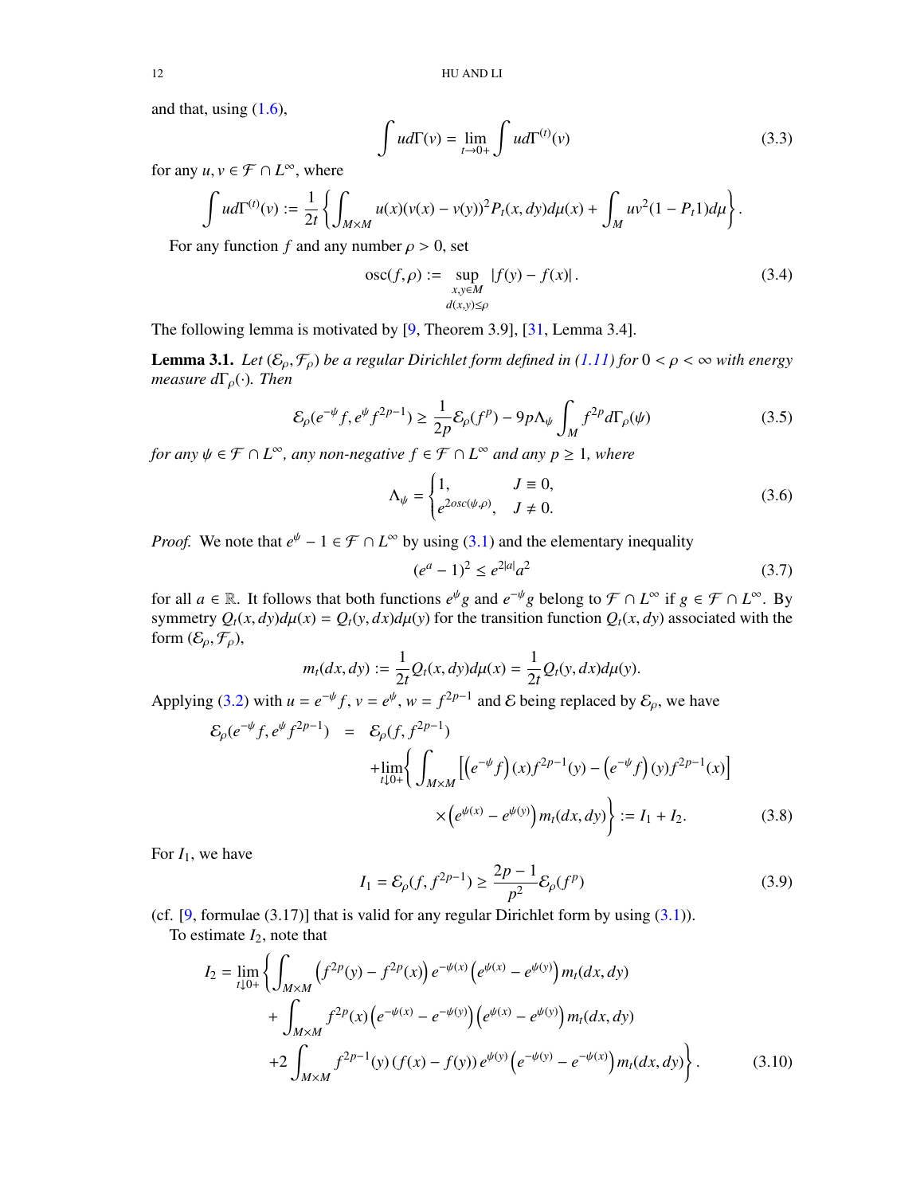and that, using (1.6),

$$\int u d\Gamma(v) = \lim_{t\to 0+} \int u d\Gamma^{(t)}(v) \tag{3.3}$$

for any $u, v \in \mathcal{F} \cap L^\infty$, where

$$\int u d\Gamma^{(t)}(v) := \frac{1}{2t}\left\{\int_{M\times M} u(x)(v(x)-v(y))^2 P_t(x,dy)d\mu(x) + \int_M uv^2(1-P_t 1)d\mu\right\}.$$

For any function $f$ and any number $\rho > 0$, set

$$\operatorname{osc}(f,\rho) := \sup_{\substack{x,y\in M\\ d(x,y)\le\rho}} |f(y)-f(x)|. \tag{3.4}$$

The following lemma is motivated by [9, Theorem 3.9], [31, Lemma 3.4].

**Lemma 3.1.** *Let $(\mathcal{E}_\rho, \mathcal{F}_\rho)$ be a regular Dirichlet form defined in (1.11) for $0<\rho<\infty$ with energy measure $d\Gamma_\rho(\cdot)$. Then*

$$\mathcal{E}_\rho(e^{-\psi}f, e^{\psi}f^{2p-1}) \ge \frac{1}{2p}\mathcal{E}_\rho(f^p) - 9p\Lambda_\psi \int_M f^{2p} d\Gamma_\rho(\psi) \tag{3.5}$$

*for any $\psi \in \mathcal{F}\cap L^\infty$, any non-negative $f\in\mathcal{F}\cap L^\infty$ and any $p \ge 1$, where*

$$\Lambda_\psi = \begin{cases} 1, & J\equiv 0,\\ e^{2osc(\psi,\rho)}, & J\not\equiv 0.\end{cases} \tag{3.6}$$

*Proof.* We note that $e^\psi - 1 \in \mathcal{F}\cap L^\infty$ by using (3.1) and the elementary inequality

$$(e^a-1)^2 \le e^{2|a|}a^2 \tag{3.7}$$

for all $a\in\mathbb{R}$. It follows that both functions $e^\psi g$ and $e^{-\psi}g$ belong to $\mathcal{F}\cap L^\infty$ if $g\in\mathcal{F}\cap L^\infty$. By symmetry $Q_t(x,dy)d\mu(x) = Q_t(y,dx)d\mu(y)$ for the transition function $Q_t(x,dy)$ associated with the form $(\mathcal{E}_\rho,\mathcal{F}_\rho)$,

$$m_t(dx,dy) := \frac{1}{2t}Q_t(x,dy)d\mu(x) = \frac{1}{2t}Q_t(y,dx)d\mu(y).$$

Applying (3.2) with $u = e^{-\psi}f$, $v = e^{\psi}$, $w = f^{2p-1}$ and $\mathcal{E}$ being replaced by $\mathcal{E}_\rho$, we have

$$\begin{aligned}\mathcal{E}_\rho(e^{-\psi}f, e^{\psi}f^{2p-1}) &= \mathcal{E}_\rho(f, f^{2p-1})\\ &\quad + \lim_{t\downarrow 0+}\left\{\int_{M\times M}\left[\left(e^{-\psi}f\right)(x)f^{2p-1}(y) - \left(e^{-\psi}f\right)(y)f^{2p-1}(x)\right]\right.\\ &\qquad\qquad \left.\times\left(e^{\psi(x)}-e^{\psi(y)}\right)m_t(dx,dy)\right\} := I_1 + I_2.\end{aligned} \tag{3.8}$$

For $I_1$, we have

$$I_1 = \mathcal{E}_\rho(f, f^{2p-1}) \ge \frac{2p-1}{p^2}\mathcal{E}_\rho(f^p) \tag{3.9}$$

(cf. [9, formulae (3.17)] that is valid for any regular Dirichlet form by using (3.1)).

To estimate $I_2$, note that

$$\begin{aligned} I_2 = \lim_{t\downarrow 0+}\bigg\{&\int_{M\times M}\left(f^{2p}(y)-f^{2p}(x)\right)e^{-\psi(x)}\left(e^{\psi(x)}-e^{\psi(y)}\right)m_t(dx,dy)\\ &+\int_{M\times M} f^{2p}(x)\left(e^{-\psi(x)}-e^{-\psi(y)}\right)\left(e^{\psi(x)}-e^{\psi(y)}\right)m_t(dx,dy)\\ &+2\int_{M\times M} f^{2p-1}(y)\left(f(x)-f(y)\right)e^{\psi(y)}\left(e^{-\psi(y)}-e^{-\psi(x)}\right)m_t(dx,dy)\bigg\}.\end{aligned} \tag{3.10}$$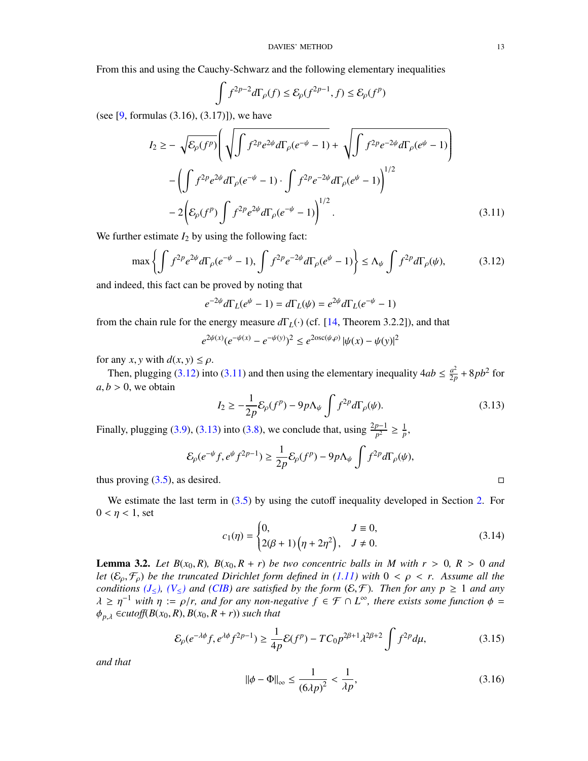From this and using the Cauchy-Schwarz and the following elementary inequalities

$$\int f^{2p-2} d\Gamma_\rho(f) \le \mathcal{E}_\rho(f^{2p-1}, f) \le \mathcal{E}_\rho(f^p)$$

(see [9, formulas (3.16), (3.17)]), we have

$$\begin{aligned}
I_2 \ge & -\sqrt{\mathcal{E}_\rho(f^p)}\left(\sqrt{\int f^{2p} e^{2\psi} d\Gamma_\rho(e^{-\psi}-1)} + \sqrt{\int f^{2p} e^{-2\psi} d\Gamma_\rho(e^{\psi}-1)}\right) \\
& - \left(\int f^{2p} e^{2\psi} d\Gamma_\rho(e^{-\psi}-1) \cdot \int f^{2p} e^{-2\psi} d\Gamma_\rho(e^{\psi}-1)\right)^{1/2} \\
& - 2\left(\mathcal{E}_\rho(f^p) \int f^{2p} e^{2\psi} d\Gamma_\rho(e^{-\psi}-1)\right)^{1/2}. \qquad (3.11)
\end{aligned}$$

We further estimate $I_2$ by using the following fact:

$$\max\left\{\int f^{2p} e^{2\psi} d\Gamma_\rho(e^{-\psi}-1), \int f^{2p} e^{-2\psi} d\Gamma_\rho(e^{\psi}-1)\right\} \le \Lambda_\psi \int f^{2p} d\Gamma_\rho(\psi), \qquad (3.12)$$

and indeed, this fact can be proved by noting that

$$e^{-2\psi} d\Gamma_L(e^{\psi}-1) = d\Gamma_L(\psi) = e^{2\psi} d\Gamma_L(e^{-\psi}-1)$$

from the chain rule for the energy measure $d\Gamma_L(\cdot)$ (cf. [14, Theorem 3.2.2]), and that

$$e^{2\psi(x)}(e^{-\psi(x)} - e^{-\psi(y)})^2 \le e^{2\operatorname{osc}(\psi,\rho)} |\psi(x) - \psi(y)|^2$$

for any $x, y$ with $d(x, y) \le \rho$.

Then, plugging (3.12) into (3.11) and then using the elementary inequality $4ab \le \frac{a^2}{2p} + 8pb^2$ for $a, b > 0$, we obtain

$$I_2 \ge -\frac{1}{2p}\mathcal{E}_\rho(f^p) - 9p\Lambda_\psi \int f^{2p} d\Gamma_\rho(\psi). \qquad (3.13)$$

Finally, plugging (3.9), (3.13) into (3.8), we conclude that, using $\frac{2p-1}{p^2} \ge \frac{1}{p}$,

$$\mathcal{E}_\rho(e^{-\psi} f, e^{\psi} f^{2p-1}) \ge \frac{1}{2p}\mathcal{E}_\rho(f^p) - 9p\Lambda_\psi \int f^{2p} d\Gamma_\rho(\psi),$$

thus proving (3.5), as desired. □

We estimate the last term in (3.5) by using the cutoff inequality developed in Section 2. For $0 < \eta < 1$, set

$$c_1(\eta) = \begin{cases} 0, & J \equiv 0, \\ 2(\beta+1)\left(\eta + 2\eta^2\right), & J \ne 0. \end{cases} \qquad (3.14)$$

**Lemma 3.2.** *Let $B(x_0, R)$, $B(x_0, R + r)$ be two concentric balls in $M$ with $r > 0$, $R > 0$ and let $(\mathcal{E}_\rho, \mathcal{F}_\rho)$ be the truncated Dirichlet form defined in (1.11) with $0 < \rho < r$. Assume all the conditions $(J_\le)$, $(V_\le)$ and (CIB) are satisfied by the form $(\mathcal{E}, \mathcal{F})$. Then for any $p \ge 1$ and any $\lambda \ge \eta^{-1}$ with $\eta := \rho/r$, and for any non-negative $f \in \mathcal{F} \cap L^\infty$, there exists some function $\phi = \phi_{p,\lambda} \in$cutoff$(B(x_0, R), B(x_0, R + r))$ such that*

$$\mathcal{E}_\rho(e^{-\lambda\phi} f, e^{\lambda\phi} f^{2p-1}) \ge \frac{1}{4p}\mathcal{E}(f^p) - TC_0 p^{2\beta+1}\lambda^{2\beta+2} \int f^{2p} d\mu, \qquad (3.15)$$

*and that*

$$\|\phi - \Phi\|_\infty \le \frac{1}{(6\lambda p)^2} < \frac{1}{\lambda p}, \qquad (3.16)$$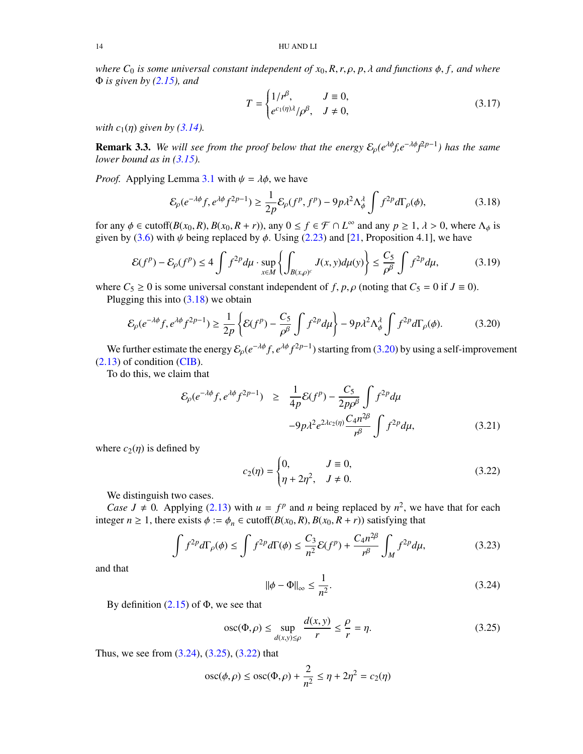*where $C_0$ is some universal constant independent of $x_0, R, r, \rho, p, \lambda$ and functions $\phi, f$, and where $\Phi$ is given by (2.15), and*

$$T = \begin{cases} 1/r^{\beta}, & J \equiv 0, \\ e^{c_1(\eta)\lambda}/\rho^{\beta}, & J \neq 0, \end{cases} \tag{3.17}$$

*with $c_1(\eta)$ given by (3.14).*

**Remark 3.3.** *We will see from the proof below that the energy $\mathcal{E}_\rho(e^{\lambda\phi}f, e^{-\lambda\phi}f^{2p-1})$ has the same lower bound as in (3.15).*

*Proof.* Applying Lemma 3.1 with $\psi = \lambda\phi$, we have

$$\mathcal{E}_\rho(e^{-\lambda\phi}f, e^{\lambda\phi}f^{2p-1}) \geq \frac{1}{2p}\mathcal{E}_\rho(f^p, f^p) - 9p\lambda^2\Lambda_\phi^\lambda \int f^{2p} d\Gamma_\rho(\phi), \tag{3.18}$$

for any $\phi \in \text{cutoff}(B(x_0, R), B(x_0, R + r))$, any $0 \leq f \in \mathcal{F} \cap L^\infty$ and any $p \geq 1$, $\lambda > 0$, where $\Lambda_\phi$ is given by (3.6) with $\psi$ being replaced by $\phi$. Using (2.23) and [21, Proposition 4.1], we have

$$\mathcal{E}(f^p) - \mathcal{E}_\rho(f^p) \leq 4\int f^{2p}d\mu \cdot \sup_{x\in M}\left\{\int_{B(x,\rho)^c} J(x,y)d\mu(y)\right\} \leq \frac{C_5}{\rho^\beta}\int f^{2p}d\mu, \tag{3.19}$$

where $C_5 \geq 0$ is some universal constant independent of $f, p, \rho$ (noting that $C_5 = 0$ if $J \equiv 0$).

Plugging this into (3.18) we obtain

$$\mathcal{E}_\rho(e^{-\lambda\phi}f, e^{\lambda\phi}f^{2p-1}) \geq \frac{1}{2p}\left\{\mathcal{E}(f^p) - \frac{C_5}{\rho^\beta}\int f^{2p}d\mu\right\} - 9p\lambda^2\Lambda_\phi^\lambda \int f^{2p}d\Gamma_\rho(\phi). \tag{3.20}$$

We further estimate the energy $\mathcal{E}_\rho(e^{-\lambda\phi}f, e^{\lambda\phi}f^{2p-1})$ starting from (3.20) by using a self-improvement (2.13) of condition (CIB).

To do this, we claim that

$$\begin{aligned}\mathcal{E}_\rho(e^{-\lambda\phi}f, e^{\lambda\phi}f^{2p-1}) \quad &\geq \quad \frac{1}{4p}\mathcal{E}(f^p) - \frac{C_5}{2p\rho^\beta}\int f^{2p}d\mu \\ &\quad -9p\lambda^2 e^{2\lambda c_2(\eta)}\frac{C_4 n^{2\beta}}{r^\beta}\int f^{2p}d\mu,\end{aligned} \tag{3.21}$$

where $c_2(\eta)$ is defined by

$$c_2(\eta) = \begin{cases} 0, & J \equiv 0, \\ \eta + 2\eta^2, & J \neq 0. \end{cases} \tag{3.22}$$

We distinguish two cases.

*Case $J \neq 0$.* Applying (2.13) with $u = f^p$ and $n$ being replaced by $n^2$, we have that for each integer $n \geq 1$, there exists $\phi := \phi_n \in \text{cutoff}(B(x_0, R), B(x_0, R + r))$ satisfying that

$$\int f^{2p}d\Gamma_\rho(\phi) \leq \int f^{2p}d\Gamma(\phi) \leq \frac{C_3}{n^2}\mathcal{E}(f^p) + \frac{C_4 n^{2\beta}}{r^\beta}\int_M f^{2p}d\mu, \tag{3.23}$$

and that

$$\|\phi - \Phi\|_\infty \leq \frac{1}{n^2}. \tag{3.24}$$

By definition (2.15) of $\Phi$, we see that

$$\text{osc}(\Phi, \rho) \leq \sup_{d(x,y)\leq\rho}\frac{d(x,y)}{r} \leq \frac{\rho}{r} = \eta. \tag{3.25}$$

Thus, we see from (3.24), (3.25), (3.22) that

$$\text{osc}(\phi, \rho) \leq \text{osc}(\Phi, \rho) + \frac{2}{n^2} \leq \eta + 2\eta^2 = c_2(\eta)$$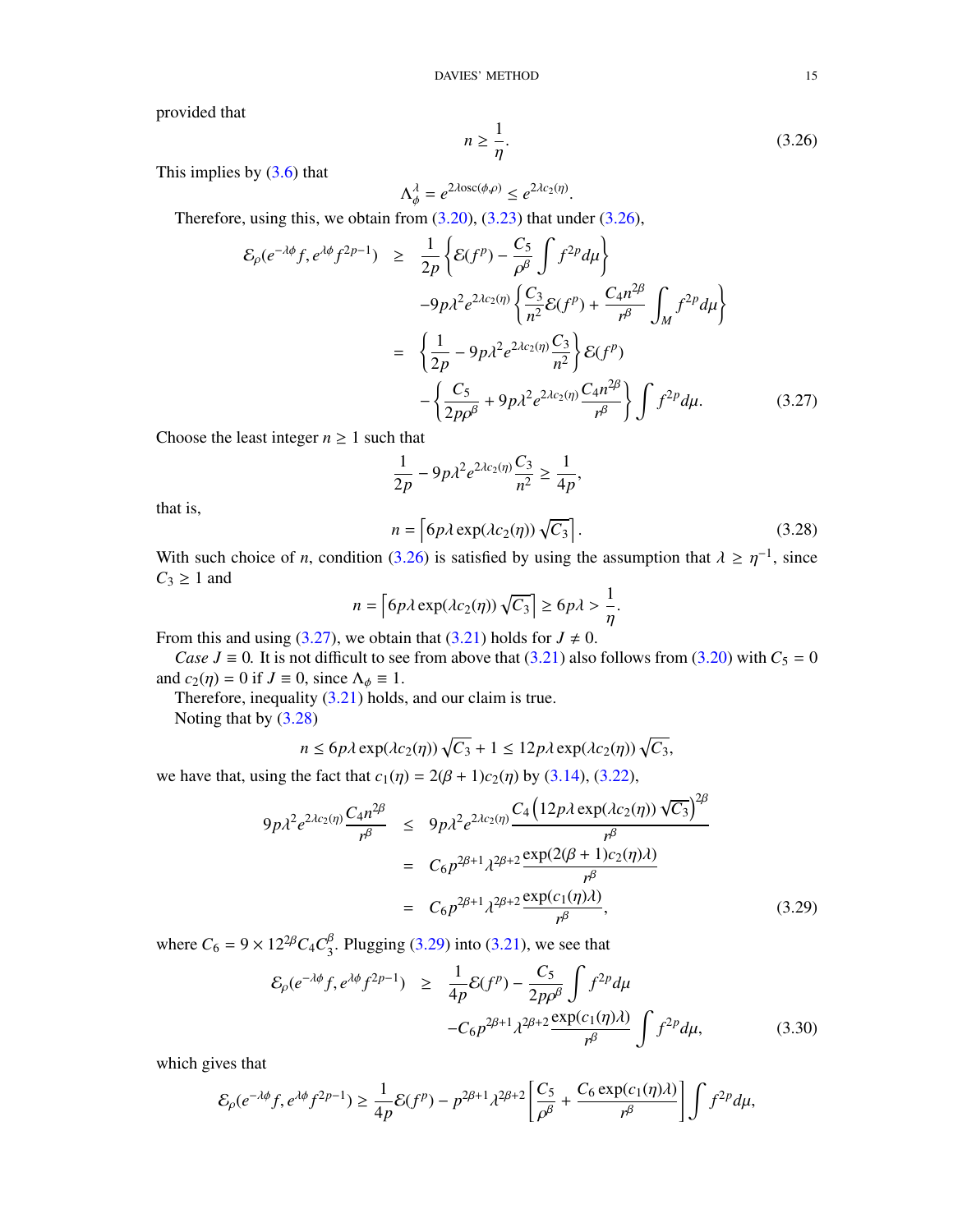provided that

$$n \geq \frac{1}{\eta}. \tag{3.26}$$

This implies by (3.6) that

$$\Lambda_\phi^\lambda = e^{2\lambda \operatorname{osc}(\phi,\rho)} \leq e^{2\lambda c_2(\eta)}.$$

Therefore, using this, we obtain from (3.20), (3.23) that under (3.26),

$$\begin{aligned}
\mathcal{E}_\rho(e^{-\lambda\phi} f, e^{\lambda\phi} f^{2p-1}) &\geq \frac{1}{2p}\left\{\mathcal{E}(f^p) - \frac{C_5}{\rho^\beta}\int f^{2p} d\mu\right\} \\
&\quad -9p\lambda^2 e^{2\lambda c_2(\eta)}\left\{\frac{C_3}{n^2}\mathcal{E}(f^p) + \frac{C_4 n^{2\beta}}{r^\beta}\int_M f^{2p} d\mu\right\} \\
&= \left\{\frac{1}{2p} - 9p\lambda^2 e^{2\lambda c_2(\eta)}\frac{C_3}{n^2}\right\}\mathcal{E}(f^p) \\
&\quad -\left\{\frac{C_5}{2p\rho^\beta} + 9p\lambda^2 e^{2\lambda c_2(\eta)}\frac{C_4 n^{2\beta}}{r^\beta}\right\}\int f^{2p} d\mu. 
\end{aligned} \tag{3.27}$$

Choose the least integer $n \geq 1$ such that

$$\frac{1}{2p} - 9p\lambda^2 e^{2\lambda c_2(\eta)}\frac{C_3}{n^2} \geq \frac{1}{4p},$$

that is,

$$n = \left\lceil 6p\lambda \exp(\lambda c_2(\eta))\sqrt{C_3}\right\rceil. \tag{3.28}$$

With such choice of $n$, condition (3.26) is satisfied by using the assumption that $\lambda \geq \eta^{-1}$, since $C_3 \geq 1$ and

$$n = \left\lceil 6p\lambda \exp(\lambda c_2(\eta))\sqrt{C_3}\right\rceil \geq 6p\lambda > \frac{1}{\eta}.$$

From this and using (3.27), we obtain that (3.21) holds for $J \neq 0$.

*Case* $J \equiv 0$. It is not difficult to see from above that (3.21) also follows from (3.20) with $C_5 = 0$ and $c_2(\eta) = 0$ if $J \equiv 0$, since $\Lambda_\phi \equiv 1$.

Therefore, inequality (3.21) holds, and our claim is true.

Noting that by (3.28)

$$n \leq 6p\lambda \exp(\lambda c_2(\eta))\sqrt{C_3} + 1 \leq 12p\lambda \exp(\lambda c_2(\eta))\sqrt{C_3},$$

we have that, using the fact that $c_1(\eta) = 2(\beta+1)c_2(\eta)$ by (3.14), (3.22),

$$\begin{aligned}
9p\lambda^2 e^{2\lambda c_2(\eta)}\frac{C_4 n^{2\beta}}{r^\beta} &\leq 9p\lambda^2 e^{2\lambda c_2(\eta)}\frac{C_4\left(12p\lambda \exp(\lambda c_2(\eta))\sqrt{C_3}\right)^{2\beta}}{r^\beta} \\
&= C_6 p^{2\beta+1}\lambda^{2\beta+2}\frac{\exp(2(\beta+1)c_2(\eta)\lambda)}{r^\beta} \\
&= C_6 p^{2\beta+1}\lambda^{2\beta+2}\frac{\exp(c_1(\eta)\lambda)}{r^\beta},
\end{aligned} \tag{3.29}$$

where $C_6 = 9 \times 12^{2\beta} C_4 C_3^\beta$. Plugging (3.29) into (3.21), we see that

$$\begin{aligned}
\mathcal{E}_\rho(e^{-\lambda\phi} f, e^{\lambda\phi} f^{2p-1}) &\geq \frac{1}{4p}\mathcal{E}(f^p) - \frac{C_5}{2p\rho^\beta}\int f^{2p} d\mu \\
&\quad -C_6 p^{2\beta+1}\lambda^{2\beta+2}\frac{\exp(c_1(\eta)\lambda)}{r^\beta}\int f^{2p} d\mu,
\end{aligned} \tag{3.30}$$

which gives that

$$\mathcal{E}_\rho(e^{-\lambda\phi} f, e^{\lambda\phi} f^{2p-1}) \geq \frac{1}{4p}\mathcal{E}(f^p) - p^{2\beta+1}\lambda^{2\beta+2}\left[\frac{C_5}{\rho^\beta} + \frac{C_6 \exp(c_1(\eta)\lambda)}{r^\beta}\right]\int f^{2p} d\mu,$$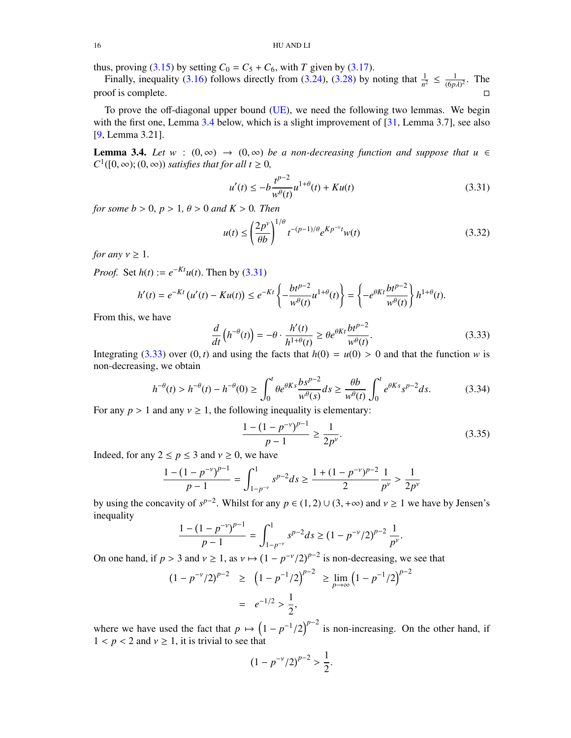thus, proving (3.15) by setting $C_0 = C_5 + C_6$, with $T$ given by (3.17).

Finally, inequality (3.16) follows directly from (3.24), (3.28) by noting that $\frac{1}{n^2} \le \frac{1}{(6p\lambda)^2}$. The proof is complete. □

To prove the off-diagonal upper bound (UE), we need the following two lemmas. We begin with the first one, Lemma 3.4 below, which is a slight improvement of [31, Lemma 3.7], see also [9, Lemma 3.21].

**Lemma 3.4.** *Let $w : (0,\infty) \to (0,\infty)$ be a non-decreasing function and suppose that $u \in C^1([0,\infty);(0,\infty))$ satisfies that for all $t \ge 0$,*

$$u'(t) \le -b\frac{t^{p-2}}{w^\theta(t)}u^{1+\theta}(t) + Ku(t) \tag{3.31}$$

*for some $b > 0$, $p > 1$, $\theta > 0$ and $K > 0$. Then*

$$u(t) \le \left(\frac{2p^\nu}{\theta b}\right)^{1/\theta} t^{-(p-1)/\theta} e^{Kp^{-\nu}t} w(t) \tag{3.32}$$

*for any $\nu \ge 1$.*

*Proof.* Set $h(t) := e^{-Kt}u(t)$. Then by (3.31)

$$h'(t) = e^{-Kt}\left(u'(t) - Ku(t)\right) \le e^{-Kt}\left\{-\frac{bt^{p-2}}{w^\theta(t)}u^{1+\theta}(t)\right\} = \left\{-e^{\theta Kt}\frac{bt^{p-2}}{w^\theta(t)}\right\}h^{1+\theta}(t).$$

From this, we have

$$\frac{d}{dt}\left(h^{-\theta}(t)\right) = -\theta \cdot \frac{h'(t)}{h^{1+\theta}(t)} \ge \theta e^{\theta Kt}\frac{bt^{p-2}}{w^\theta(t)}. \tag{3.33}$$

Integrating (3.33) over $(0,t)$ and using the facts that $h(0) = u(0) > 0$ and that the function $w$ is non-decreasing, we obtain

$$h^{-\theta}(t) > h^{-\theta}(t) - h^{-\theta}(0) \ge \int_0^t \theta e^{\theta Ks}\frac{bs^{p-2}}{w^\theta(s)}ds \ge \frac{\theta b}{w^\theta(t)}\int_0^t e^{\theta Ks}s^{p-2}ds. \tag{3.34}$$

For any $p > 1$ and any $\nu \ge 1$, the following inequality is elementary:

$$\frac{1-(1-p^{-\nu})^{p-1}}{p-1} \ge \frac{1}{2p^\nu}. \tag{3.35}$$

Indeed, for any $2 \le p \le 3$ and $\nu \ge 0$, we have

$$\frac{1-(1-p^{-\nu})^{p-1}}{p-1} = \int_{1-p^{-\nu}}^1 s^{p-2}ds \ge \frac{1+(1-p^{-\nu})^{p-2}}{2}\frac{1}{p^\nu} > \frac{1}{2p^\nu}$$

by using the concavity of $s^{p-2}$. Whilst for any $p \in (1,2) \cup (3,+\infty)$ and $\nu \ge 1$ we have by Jensen's inequality

$$\frac{1-(1-p^{-\nu})^{p-1}}{p-1} = \int_{1-p^{-\nu}}^1 s^{p-2}ds \ge (1-p^{-\nu}/2)^{p-2}\frac{1}{p^\nu}.$$

On one hand, if $p > 3$ and $\nu \ge 1$, as $\nu \mapsto (1-p^{-\nu}/2)^{p-2}$ is non-decreasing, we see that

$$\begin{aligned}(1-p^{-\nu}/2)^{p-2} &\ge \left(1-p^{-1}/2\right)^{p-2} \ge \lim_{p\to\infty}\left(1-p^{-1}/2\right)^{p-2} \\ &= e^{-1/2} > \frac{1}{2},\end{aligned}$$

where we have used the fact that $p \mapsto \left(1-p^{-1}/2\right)^{p-2}$ is non-increasing. On the other hand, if $1 < p < 2$ and $\nu \ge 1$, it is trivial to see that

$$(1-p^{-\nu}/2)^{p-2} > \frac{1}{2}.$$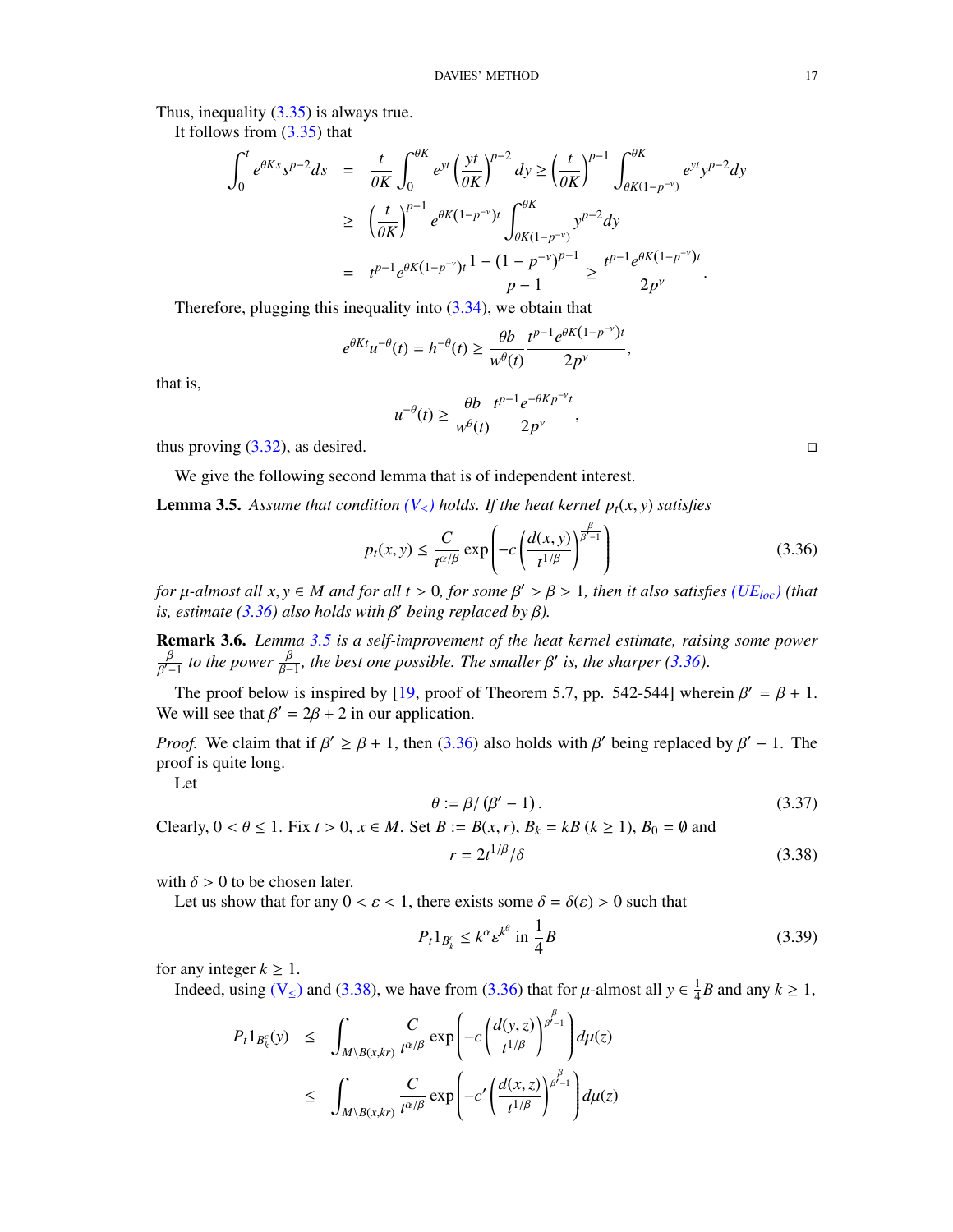Thus, inequality (3.35) is always true.

It follows from (3.35) that

$$
\begin{aligned}
\int_0^t e^{\theta K s} s^{p-2} ds &= \frac{t}{\theta K}\int_0^{\theta K} e^{yt}\left(\frac{yt}{\theta K}\right)^{p-2} dy \geq \left(\frac{t}{\theta K}\right)^{p-1}\int_{\theta K(1-p^{-\nu})}^{\theta K} e^{yt} y^{p-2} dy \\
&\geq \left(\frac{t}{\theta K}\right)^{p-1} e^{\theta K(1-p^{-\nu})t}\int_{\theta K(1-p^{-\nu})}^{\theta K} y^{p-2} dy \\
&= t^{p-1} e^{\theta K(1-p^{-\nu})t}\frac{1-(1-p^{-\nu})^{p-1}}{p-1} \geq \frac{t^{p-1}e^{\theta K(1-p^{-\nu})t}}{2p^{\nu}}.
\end{aligned}
$$

Therefore, plugging this inequality into (3.34), we obtain that

$$
e^{\theta K t}u^{-\theta}(t) = h^{-\theta}(t) \geq \frac{\theta b}{w^{\theta}(t)}\frac{t^{p-1}e^{\theta K(1-p^{-\nu})t}}{2p^{\nu}},
$$

that is,

$$
u^{-\theta}(t) \geq \frac{\theta b}{w^{\theta}(t)}\frac{t^{p-1}e^{-\theta K p^{-\nu}t}}{2p^{\nu}},
$$

thus proving (3.32), as desired. □

We give the following second lemma that is of independent interest.

**Lemma 3.5.** *Assume that condition ($V_{\leq}$) holds. If the heat kernel $p_t(x,y)$ satisfies*

$$
p_t(x,y) \leq \frac{C}{t^{\alpha/\beta}}\exp\left(-c\left(\frac{d(x,y)}{t^{1/\beta}}\right)^{\frac{\beta}{\beta'-1}}\right) \tag{3.36}
$$

*for $\mu$-almost all $x, y \in M$ and for all $t > 0$, for some $\beta' > \beta > 1$, then it also satisfies ($UE_{loc}$) (that is, estimate (3.36) also holds with $\beta'$ being replaced by $\beta$).*

**Remark 3.6.** *Lemma 3.5 is a self-improvement of the heat kernel estimate, raising some power $\frac{\beta}{\beta'-1}$ to the power $\frac{\beta}{\beta-1}$, the best one possible. The smaller $\beta'$ is, the sharper (3.36).*

The proof below is inspired by [19, proof of Theorem 5.7, pp. 542-544] wherein $\beta' = \beta + 1$. We will see that $\beta' = 2\beta + 2$ in our application.

*Proof.* We claim that if $\beta' \geq \beta + 1$, then (3.36) also holds with $\beta'$ being replaced by $\beta' - 1$. The proof is quite long.

Let

$$
\theta := \beta/(\beta' - 1). \tag{3.37}
$$

Clearly, $0 < \theta \leq 1$. Fix $t > 0$, $x \in M$. Set $B := B(x,r)$, $B_k = kB$ ($k \geq 1$), $B_0 = \emptyset$ and

$$
r = 2t^{1/\beta}/\delta \tag{3.38}
$$

with $\delta > 0$ to be chosen later.

Let us show that for any $0 < \varepsilon < 1$, there exists some $\delta = \delta(\varepsilon) > 0$ such that

$$
P_t 1_{B_k^c} \leq k^{\alpha}\varepsilon^{k^{\theta}} \text{ in } \frac{1}{4}B \tag{3.39}
$$

for any integer $k \geq 1$.

Indeed, using ($V_{\leq}$) and (3.38), we have from (3.36) that for $\mu$-almost all $y \in \frac{1}{4}B$ and any $k \geq 1$,

$$
\begin{aligned}
P_t 1_{B_k^c}(y) &\leq \int_{M\setminus B(x,kr)} \frac{C}{t^{\alpha/\beta}}\exp\left(-c\left(\frac{d(y,z)}{t^{1/\beta}}\right)^{\frac{\beta}{\beta'-1}}\right) d\mu(z) \\
&\leq \int_{M\setminus B(x,kr)} \frac{C}{t^{\alpha/\beta}}\exp\left(-c'\left(\frac{d(x,z)}{t^{1/\beta}}\right)^{\frac{\beta}{\beta'-1}}\right) d\mu(z)
\end{aligned}
$$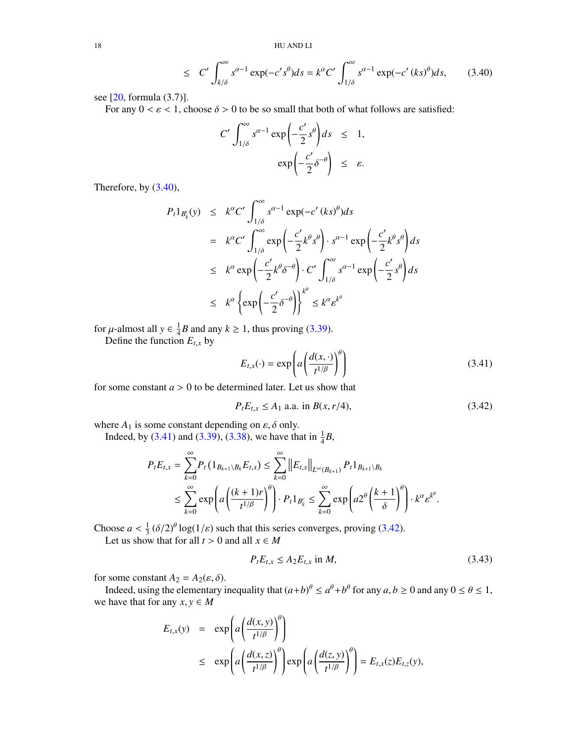$$\leq \quad C' \int_{k/\delta}^{\infty} s^{\alpha-1} \exp(-c' s^{\theta}) ds = k^{\alpha} C' \int_{1/\delta}^{\infty} s^{\alpha-1} \exp(-c' (ks)^{\theta}) ds, \tag{3.40}$$

see [20, formula (3.7)].

For any $0 < \varepsilon < 1$, choose $\delta > 0$ to be so small that both of what follows are satisfied:

$$\begin{aligned} C' \int_{1/\delta}^{\infty} s^{\alpha-1} \exp\left(-\frac{c'}{2} s^{\theta}\right) ds &\leq 1, \\ \exp\left(-\frac{c'}{2} \delta^{-\theta}\right) &\leq \varepsilon. \end{aligned}$$

Therefore, by (3.40),

$$\begin{aligned} P_t 1_{B_k^c}(y) &\leq k^{\alpha} C' \int_{1/\delta}^{\infty} s^{\alpha-1} \exp(-c' (ks)^{\theta}) ds \\ &= k^{\alpha} C' \int_{1/\delta}^{\infty} \exp\left(-\frac{c'}{2} k^{\theta} s^{\theta}\right) \cdot s^{\alpha-1} \exp\left(-\frac{c'}{2} k^{\theta} s^{\theta}\right) ds \\ &\leq k^{\alpha} \exp\left(-\frac{c'}{2} k^{\theta} \delta^{-\theta}\right) \cdot C' \int_{1/\delta}^{\infty} s^{\alpha-1} \exp\left(-\frac{c'}{2} s^{\theta}\right) ds \\ &\leq k^{\alpha} \left\{\exp\left(-\frac{c'}{2} \delta^{-\theta}\right)\right\}^{k^{\theta}} \leq k^{\alpha} \varepsilon^{k^{\theta}} \end{aligned}$$

for $\mu$-almost all $y \in \frac{1}{4}B$ and any $k \geq 1$, thus proving (3.39).

Define the function $E_{t,x}$ by

$$E_{t,x}(\cdot) = \exp\left(a \left(\frac{d(x,\cdot)}{t^{1/\beta}}\right)^{\theta}\right) \tag{3.41}$$

for some constant $a > 0$ to be determined later. Let us show that

$$P_t E_{t,x} \leq A_1 \text{ a.a. in } B(x, r/4), \tag{3.42}$$

where $A_1$ is some constant depending on $\varepsilon, \delta$ only.

Indeed, by (3.41) and (3.39), (3.38), we have that in $\frac{1}{4}B$,

$$\begin{aligned} P_t E_{t,x} &= \sum_{k=0}^{\infty} P_t \left(1_{B_{k+1} \setminus B_k} E_{t,x}\right) \leq \sum_{k=0}^{\infty} \left\|E_{t,x}\right\|_{L^{\infty}(B_{k+1})} P_t 1_{B_{k+1} \setminus B_k} \\ &\leq \sum_{k=0}^{\infty} \exp\left(a \left(\frac{(k+1)r}{t^{1/\beta}}\right)^{\theta}\right) \cdot P_t 1_{B_k^c} \leq \sum_{k=0}^{\infty} \exp\left(a 2^{\theta} \left(\frac{k+1}{\delta}\right)^{\theta}\right) \cdot k^{\alpha} \varepsilon^{k^{\theta}}. \end{aligned}$$

Choose $a < \frac{1}{3} (\delta/2)^{\theta} \log(1/\varepsilon)$ such that this series converges, proving (3.42).

Let us show that for all $t > 0$ and all $x \in M$

$$P_t E_{t,x} \leq A_2 E_{t,x} \text{ in } M, \tag{3.43}$$

for some constant $A_2 = A_2(\varepsilon, \delta)$.

Indeed, using the elementary inequality that $(a+b)^{\theta} \leq a^{\theta} + b^{\theta}$ for any $a, b \geq 0$ and any $0 \leq \theta \leq 1$, we have that for any $x, y \in M$

$$\begin{aligned} E_{t,x}(y) &= \exp\left(a \left(\frac{d(x,y)}{t^{1/\beta}}\right)^{\theta}\right) \\ &\leq \exp\left(a \left(\frac{d(x,z)}{t^{1/\beta}}\right)^{\theta}\right) \exp\left(a \left(\frac{d(z,y)}{t^{1/\beta}}\right)^{\theta}\right) = E_{t,x}(z) E_{t,z}(y), \end{aligned}$$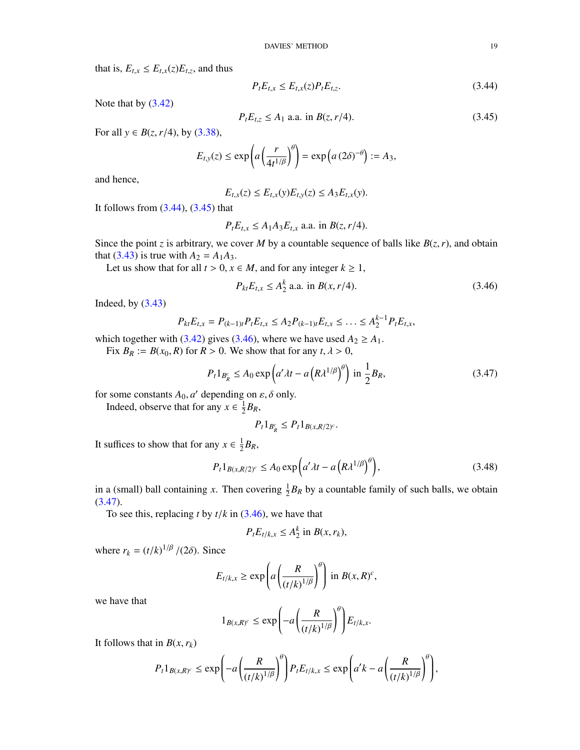that is, $E_{t,x} \le E_{t,x}(z)E_{t,z}$, and thus

$$P_t E_{t,x} \le E_{t,x}(z) P_t E_{t,z}. \tag{3.44}$$

Note that by (3.42)

$$P_t E_{t,z} \le A_1 \text{ a.a. in } B(z, r/4). \tag{3.45}$$

For all $y \in B(z, r/4)$, by (3.38),

$$E_{t,y}(z) \le \exp\left(a\left(\frac{r}{4t^{1/\beta}}\right)^{\theta}\right) = \exp\left(a\,(2\delta)^{-\theta}\right) := A_3,$$

and hence,

$$E_{t,x}(z) \le E_{t,x}(y)E_{t,y}(z) \le A_3 E_{t,x}(y).$$

It follows from (3.44), (3.45) that

$$P_t E_{t,x} \le A_1 A_3 E_{t,x} \text{ a.a. in } B(z, r/4).$$

Since the point $z$ is arbitrary, we cover $M$ by a countable sequence of balls like $B(z, r)$, and obtain that (3.43) is true with $A_2 = A_1 A_3$.

Let us show that for all $t > 0$, $x \in M$, and for any integer $k \ge 1$,

$$P_{kt} E_{t,x} \le A_2^k \text{ a.a. in } B(x, r/4). \tag{3.46}$$

Indeed, by (3.43)

$$P_{kt} E_{t,x} = P_{(k-1)t} P_t E_{t,x} \le A_2 P_{(k-1)t} E_{t,x} \le \ldots \le A_2^{k-1} P_t E_{t,x},$$

which together with (3.42) gives (3.46), where we have used $A_2 \ge A_1$.

Fix $B_R := B(x_0, R)$ for $R > 0$. We show that for any $t, \lambda > 0$,

$$P_t 1_{B_R^c} \le A_0 \exp\left(a'\lambda t - a\left(R\lambda^{1/\beta}\right)^{\theta}\right) \text{ in } \frac{1}{2}B_R, \tag{3.47}$$

for some constants $A_0, a'$ depending on $\varepsilon, \delta$ only.

Indeed, observe that for any $x \in \frac{1}{2}B_R$,

$$P_t 1_{B_R^c} \le P_t 1_{B(x,R/2)^c}.$$

It suffices to show that for any $x \in \frac{1}{2}B_R$,

$$P_t 1_{B(x,R/2)^c} \le A_0 \exp\left(a'\lambda t - a\left(R\lambda^{1/\beta}\right)^{\theta}\right), \tag{3.48}$$

in a (small) ball containing $x$. Then covering $\frac{1}{2}B_R$ by a countable family of such balls, we obtain (3.47).

To see this, replacing $t$ by $t/k$ in (3.46), we have that

$$P_t E_{t/k,x} \le A_2^k \text{ in } B(x, r_k),$$

where $r_k = (t/k)^{1/\beta}/(2\delta)$. Since

$$E_{t/k,x} \ge \exp\left(a\left(\frac{R}{(t/k)^{1/\beta}}\right)^{\theta}\right) \text{ in } B(x, R)^c,$$

we have that

$$1_{B(x,R)^c} \le \exp\left(-a\left(\frac{R}{(t/k)^{1/\beta}}\right)^{\theta}\right) E_{t/k,x}.$$

It follows that in $B(x, r_k)$

$$P_t 1_{B(x,R)^c} \le \exp\left(-a\left(\frac{R}{(t/k)^{1/\beta}}\right)^{\theta}\right) P_t E_{t/k,x} \le \exp\left(a'k - a\left(\frac{R}{(t/k)^{1/\beta}}\right)^{\theta}\right),$$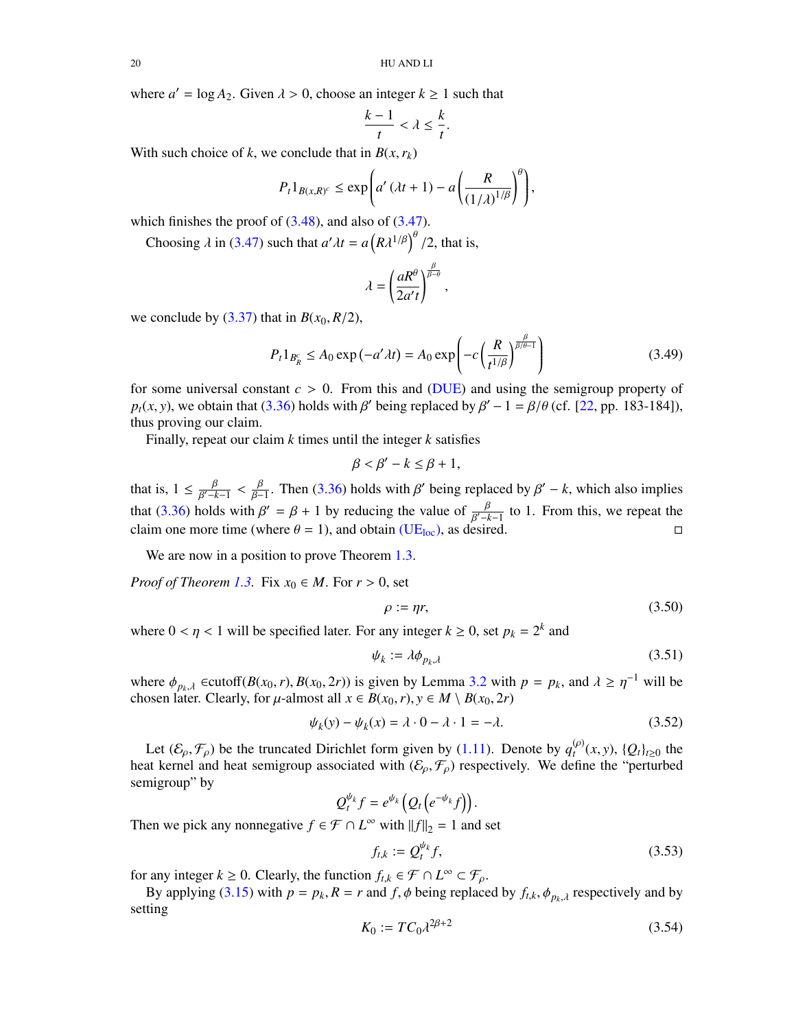where $a' = \log A_2$. Given $\lambda > 0$, choose an integer $k \geq 1$ such that

$$\frac{k-1}{t} < \lambda \leq \frac{k}{t}.$$

With such choice of $k$, we conclude that in $B(x, r_k)$

$$P_t 1_{B(x,R)^c} \leq \exp\left( a'(\lambda t + 1) - a\left(\frac{R}{(1/\lambda)^{1/\beta}}\right)^{\theta}\right),$$

which finishes the proof of (3.48), and also of (3.47).

Choosing $\lambda$ in (3.47) such that $a'\lambda t = a\left(R\lambda^{1/\beta}\right)^{\theta}/2$, that is,

$$\lambda = \left(\frac{aR^{\theta}}{2a't}\right)^{\frac{\beta}{\beta-\theta}},$$

we conclude by (3.37) that in $B(x_0, R/2)$,

$$P_t 1_{B_R^c} \leq A_0 \exp(-a'\lambda t) = A_0 \exp\left(-c\left(\frac{R}{t^{1/\beta}}\right)^{\frac{\beta}{\beta/\theta - 1}}\right) \tag{3.49}$$

for some universal constant $c > 0$. From this and (DUE) and using the semigroup property of $p_t(x, y)$, we obtain that (3.36) holds with $\beta'$ being replaced by $\beta' - 1 = \beta/\theta$ (cf. [22, pp. 183-184]), thus proving our claim.

Finally, repeat our claim $k$ times until the integer $k$ satisfies

$$\beta < \beta' - k \leq \beta + 1,$$

that is, $1 \leq \frac{\beta}{\beta'-k-1} < \frac{\beta}{\beta-1}$. Then (3.36) holds with $\beta'$ being replaced by $\beta' - k$, which also implies that (3.36) holds with $\beta' = \beta + 1$ by reducing the value of $\frac{\beta}{\beta'-k-1}$ to 1. From this, we repeat the claim one more time (where $\theta = 1$), and obtain (UE$_{\text{loc}}$), as desired. □

We are now in a position to prove Theorem 1.3.

*Proof of Theorem 1.3.* Fix $x_0 \in M$. For $r > 0$, set

$$\rho := \eta r, \tag{3.50}$$

where $0 < \eta < 1$ will be specified later. For any integer $k \geq 0$, set $p_k = 2^k$ and

$$\psi_k := \lambda \phi_{p_k,\lambda} \tag{3.51}$$

where $\phi_{p_k,\lambda} \in$cutoff$(B(x_0, r), B(x_0, 2r))$ is given by Lemma 3.2 with $p = p_k$, and $\lambda \geq \eta^{-1}$ will be chosen later. Clearly, for $\mu$-almost all $x \in B(x_0, r), y \in M \setminus B(x_0, 2r)$

$$\psi_k(y) - \psi_k(x) = \lambda \cdot 0 - \lambda \cdot 1 = -\lambda. \tag{3.52}$$

Let $(\mathcal{E}_\rho, \mathcal{F}_\rho)$ be the truncated Dirichlet form given by (1.11). Denote by $q_t^{(\rho)}(x, y)$, $\{Q_t\}_{t\geq 0}$ the heat kernel and heat semigroup associated with $(\mathcal{E}_\rho, \mathcal{F}_\rho)$ respectively. We define the "perturbed semigroup" by

$$Q_t^{\psi_k} f = e^{\psi_k}\left(Q_t\left(e^{-\psi_k} f\right)\right).$$

Then we pick any nonnegative $f \in \mathcal{F} \cap L^\infty$ with $\|f\|_2 = 1$ and set

$$f_{t,k} := Q_t^{\psi_k} f, \tag{3.53}$$

for any integer $k \geq 0$. Clearly, the function $f_{t,k} \in \mathcal{F} \cap L^\infty \subset \mathcal{F}_\rho$.

By applying (3.15) with $p = p_k, R = r$ and $f, \phi$ being replaced by $f_{t,k}, \phi_{p_k,\lambda}$ respectively and by setting

$$K_0 := TC_0\lambda^{2\beta+2} \tag{3.54}$$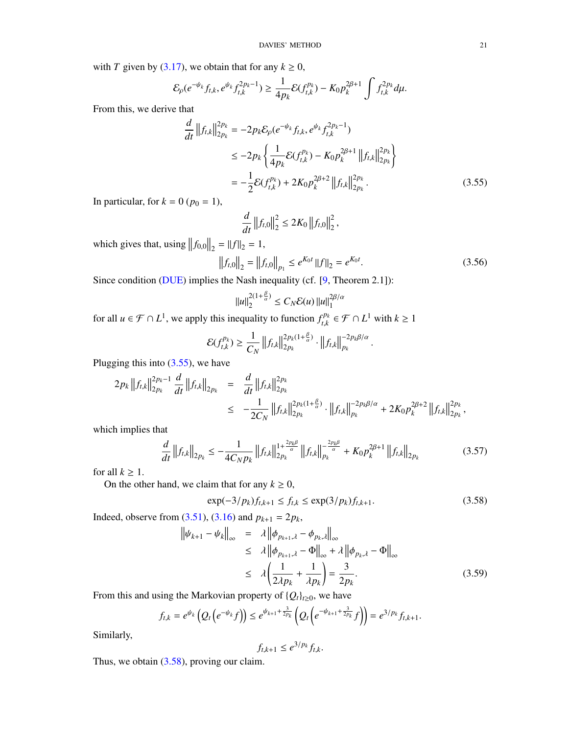with $T$ given by (3.17), we obtain that for any $k \geq 0$,

$$\mathcal{E}_\rho(e^{-\psi_k} f_{t,k}, e^{\psi_k} f_{t,k}^{2p_k-1}) \geq \frac{1}{4p_k}\mathcal{E}(f_{t,k}^{p_k}) - K_0 p_k^{2\beta+1}\int f_{t,k}^{2p_k} d\mu.$$

From this, we derive that

$$\begin{aligned}
\frac{d}{dt}\left\|f_{t,k}\right\|_{2p_k}^{2p_k} &= -2p_k\mathcal{E}_\rho(e^{-\psi_k} f_{t,k}, e^{\psi_k} f_{t,k}^{2p_k-1}) \\
&\leq -2p_k\left\{\frac{1}{4p_k}\mathcal{E}(f_{t,k}^{p_k}) - K_0 p_k^{2\beta+1}\left\|f_{t,k}\right\|_{2p_k}^{2p_k}\right\} \\
&= -\frac{1}{2}\mathcal{E}(f_{t,k}^{p_k}) + 2K_0 p_k^{2\beta+2}\left\|f_{t,k}\right\|_{2p_k}^{2p_k}.
\end{aligned} \tag{3.55}$$

In particular, for $k = 0$ ($p_0 = 1$),

$$\frac{d}{dt}\left\|f_{t,0}\right\|_2^2 \leq 2K_0\left\|f_{t,0}\right\|_2^2,$$

which gives that, using $\left\|f_{0,0}\right\|_2 = \|f\|_2 = 1$,

$$\left\|f_{t,0}\right\|_2 = \left\|f_{t,0}\right\|_{p_1} \leq e^{K_0 t}\|f\|_2 = e^{K_0 t}. \tag{3.56}$$

Since condition (DUE) implies the Nash inequality (cf. [9, Theorem 2.1]):

$$\|u\|_2^{2(1+\frac{\beta}{\alpha})} \leq C_N\mathcal{E}(u)\|u\|_1^{2\beta/\alpha}$$

for all $u \in \mathcal{F}\cap L^1$, we apply this inequality to function $f_{t,k}^{p_k} \in \mathcal{F}\cap L^1$ with $k \geq 1$

$$\mathcal{E}(f_{t,k}^{p_k}) \geq \frac{1}{C_N}\left\|f_{t,k}\right\|_{2p_k}^{2p_k(1+\frac{\beta}{\alpha})}\cdot\left\|f_{t,k}\right\|_{p_k}^{-2p_k\beta/\alpha}.$$

Plugging this into (3.55), we have

$$\begin{aligned}
2p_k\left\|f_{t,k}\right\|_{2p_k}^{2p_k-1}\frac{d}{dt}\left\|f_{t,k}\right\|_{2p_k} &= \frac{d}{dt}\left\|f_{t,k}\right\|_{2p_k}^{2p_k} \\
&\leq -\frac{1}{2C_N}\left\|f_{t,k}\right\|_{2p_k}^{2p_k(1+\frac{\beta}{\alpha})}\cdot\left\|f_{t,k}\right\|_{p_k}^{-2p_k\beta/\alpha} + 2K_0 p_k^{2\beta+2}\left\|f_{t,k}\right\|_{2p_k}^{2p_k},
\end{aligned}$$

which implies that

$$\frac{d}{dt}\left\|f_{t,k}\right\|_{2p_k} \leq -\frac{1}{4C_N p_k}\left\|f_{t,k}\right\|_{2p_k}^{1+\frac{2p_k\beta}{\alpha}}\left\|f_{t,k}\right\|_{p_k}^{-\frac{2p_k\beta}{\alpha}} + K_0 p_k^{2\beta+1}\left\|f_{t,k}\right\|_{2p_k} \tag{3.57}$$

for all $k \geq 1$.

On the other hand, we claim that for any $k \geq 0$,

$$\exp(-3/p_k)f_{t,k+1} \leq f_{t,k} \leq \exp(3/p_k)f_{t,k+1}. \tag{3.58}$$

Indeed, observe from (3.51), (3.16) and $p_{k+1} = 2p_k$,

$$\begin{aligned}
\left\|\psi_{k+1} - \psi_k\right\|_\infty &= \lambda\left\|\phi_{p_{k+1},\lambda} - \phi_{p_k,\lambda}\right\|_\infty \\
&\leq \lambda\left\|\phi_{p_{k+1},\lambda} - \Phi\right\|_\infty + \lambda\left\|\phi_{p_k,\lambda} - \Phi\right\|_\infty \\
&\leq \lambda\left(\frac{1}{2\lambda p_k} + \frac{1}{\lambda p_k}\right) = \frac{3}{2p_k}.
\end{aligned} \tag{3.59}$$

From this and using the Markovian property of $\{Q_t\}_{t\geq 0}$, we have

$$f_{t,k} = e^{\psi_k}\left(Q_t\left(e^{-\psi_k}f\right)\right) \leq e^{\psi_{k+1}+\frac{3}{2p_k}}\left(Q_t\left(e^{-\psi_{k+1}+\frac{3}{2p_k}}f\right)\right) = e^{3/p_k}f_{t,k+1}.$$

Similarly,

$$f_{t,k+1} \leq e^{3/p_k}f_{t,k}.$$

Thus, we obtain (3.58), proving our claim.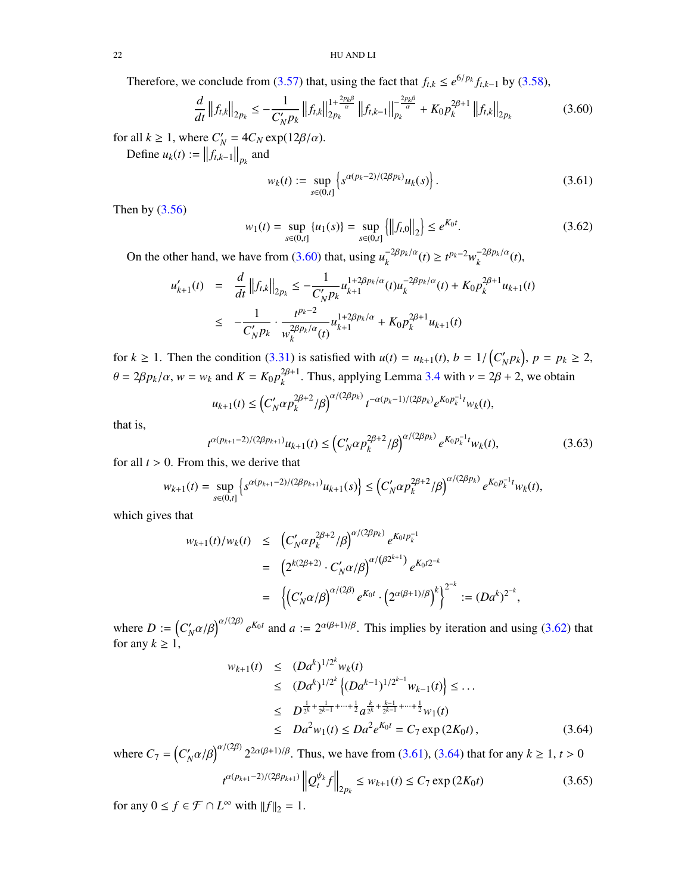Therefore, we conclude from (3.57) that, using the fact that $f_{t,k} \le e^{6/p_k} f_{t,k-1}$ by (3.58),

$$\frac{d}{dt}\left\|f_{t,k}\right\|_{2p_k} \le -\frac{1}{C_N' p_k}\left\|f_{t,k}\right\|_{2p_k}^{1+\frac{2p_k\beta}{\alpha}}\left\|f_{t,k-1}\right\|_{p_k}^{-\frac{2p_k\beta}{\alpha}} + K_0 p_k^{2\beta+1}\left\|f_{t,k}\right\|_{2p_k} \tag{3.60}$$

for all $k \ge 1$, where $C_N' = 4C_N \exp(12\beta/\alpha)$.

Define $u_k(t) := \left\|f_{t,k-1}\right\|_{p_k}$ and

$$w_k(t) := \sup_{s\in(0,t]}\left\{s^{\alpha(p_k-2)/(2\beta p_k)} u_k(s)\right\}. \tag{3.61}$$

Then by (3.56)

$$w_1(t) = \sup_{s\in(0,t]}\{u_1(s)\} = \sup_{s\in(0,t]}\left\{\left\|f_{t,0}\right\|_2\right\} \le e^{K_0 t}. \tag{3.62}$$

On the other hand, we have from (3.60) that, using $u_k^{-2\beta p_k/\alpha}(t) \ge t^{p_k-2} w_k^{-2\beta p_k/\alpha}(t)$,

$$\begin{aligned}
u_{k+1}'(t) &= \frac{d}{dt}\left\|f_{t,k}\right\|_{2p_k} \le -\frac{1}{C_N' p_k} u_{k+1}^{1+2\beta p_k/\alpha}(t) u_k^{-2\beta p_k/\alpha}(t) + K_0 p_k^{2\beta+1} u_{k+1}(t) \\
&\le -\frac{1}{C_N' p_k}\cdot\frac{t^{p_k-2}}{w_k^{2\beta p_k/\alpha}(t)} u_{k+1}^{1+2\beta p_k/\alpha} + K_0 p_k^{2\beta+1} u_{k+1}(t)
\end{aligned}$$

for $k \ge 1$. Then the condition (3.31) is satisfied with $u(t) = u_{k+1}(t)$, $b = 1/\left(C_N' p_k\right)$, $p = p_k \ge 2$, $\theta = 2\beta p_k/\alpha$, $w = w_k$ and $K = K_0 p_k^{2\beta+1}$. Thus, applying Lemma 3.4 with $\nu = 2\beta + 2$, we obtain

$$u_{k+1}(t) \le \left(C_N' \alpha p_k^{2\beta+2}/\beta\right)^{\alpha/(2\beta p_k)} t^{-\alpha(p_k-1)/(2\beta p_k)} e^{K_0 p_k^{-1} t} w_k(t),$$

that is,

$$t^{\alpha(p_{k+1}-2)/(2\beta p_{k+1})} u_{k+1}(t) \le \left(C_N' \alpha p_k^{2\beta+2}/\beta\right)^{\alpha/(2\beta p_k)} e^{K_0 p_k^{-1} t} w_k(t), \tag{3.63}$$

for all $t > 0$. From this, we derive that

$$w_{k+1}(t) = \sup_{s\in(0,t]}\left\{s^{\alpha(p_{k+1}-2)/(2\beta p_{k+1})} u_{k+1}(s)\right\} \le \left(C_N' \alpha p_k^{2\beta+2}/\beta\right)^{\alpha/(2\beta p_k)} e^{K_0 p_k^{-1} t} w_k(t),$$

which gives that

$$\begin{aligned}
w_{k+1}(t)/w_k(t) &\le \left(C_N' \alpha p_k^{2\beta+2}/\beta\right)^{\alpha/(2\beta p_k)} e^{K_0 t p_k^{-1}} \\
&= \left(2^{k(2\beta+2)}\cdot C_N' \alpha/\beta\right)^{\alpha/(\beta 2^{k+1})} e^{K_0 t 2^{-k}} \\
&= \left\{\left(C_N' \alpha/\beta\right)^{\alpha/(2\beta)} e^{K_0 t}\cdot\left(2^{\alpha(\beta+1)/\beta}\right)^k\right\}^{2^{-k}} := (Da^k)^{2^{-k}},
\end{aligned}$$

where $D := \left(C_N' \alpha/\beta\right)^{\alpha/(2\beta)} e^{K_0 t}$ and $a := 2^{\alpha(\beta+1)/\beta}$. This implies by iteration and using (3.62) that for any $k \ge 1$,

$$\begin{aligned}
w_{k+1}(t) &\le (Da^k)^{1/2^k} w_k(t) \\
&\le (Da^k)^{1/2^k}\left\{(Da^{k-1})^{1/2^{k-1}} w_{k-1}(t)\right\} \le \dots \\
&\le D^{\frac{1}{2^k}+\frac{1}{2^{k-1}}+\dots+\frac{1}{2}} a^{\frac{k}{2^k}+\frac{k-1}{2^{k-1}}+\dots+\frac{1}{2}} w_1(t) \\
&\le Da^2 w_1(t) \le Da^2 e^{K_0 t} = C_7 \exp(2K_0 t),
\end{aligned} \tag{3.64}$$

where $C_7 = \left(C_N' \alpha/\beta\right)^{\alpha/(2\beta)} 2^{2\alpha(\beta+1)/\beta}$. Thus, we have from (3.61), (3.64) that for any $k \ge 1$, $t > 0$

$$t^{\alpha(p_{k+1}-2)/(2\beta p_{k+1})}\left\|Q_t^{\psi_k} f\right\|_{2p_k} \le w_{k+1}(t) \le C_7 \exp(2K_0 t) \tag{3.65}$$

for any $0 \le f \in \mathcal{F} \cap L^\infty$ with $\|f\|_2 = 1$.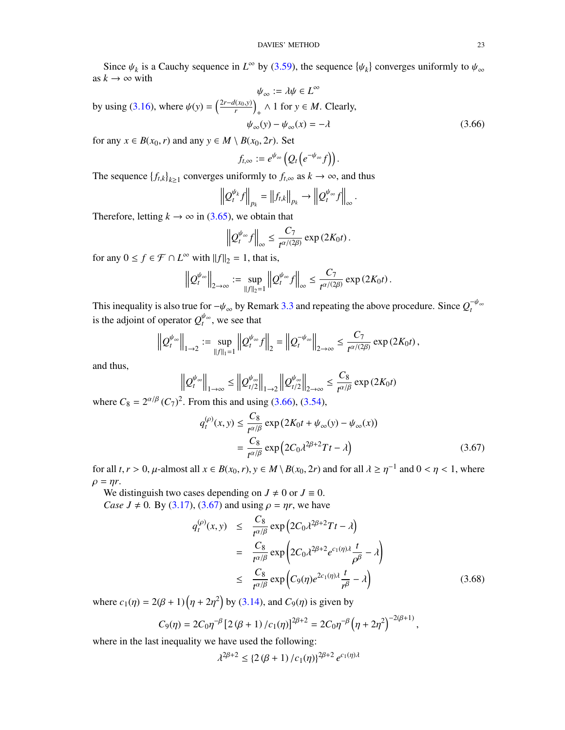Since $\psi_k$ is a Cauchy sequence in $L^\infty$ by (3.59), the sequence $\{\psi_k\}$ converges uniformly to $\psi_\infty$ as $k \to \infty$ with

$$\psi_\infty := \lambda\psi \in L^\infty$$

by using (3.16), where $\psi(y) = \left(\frac{2r - d(x_0,y)}{r}\right)_+ \wedge 1$ for $y \in M$. Clearly,

$$\psi_\infty(y) - \psi_\infty(x) = -\lambda \tag{3.66}$$

for any $x \in B(x_0, r)$ and any $y \in M \setminus B(x_0, 2r)$. Set

$$f_{t,\infty} := e^{\psi_\infty}\left(Q_t\left(e^{-\psi_\infty} f\right)\right).$$

The sequence $\{f_{t,k}\}_{k\geq 1}$ converges uniformly to $f_{t,\infty}$ as $k \to \infty$, and thus

$$\left\| Q_t^{\psi_k} f \right\|_{p_k} = \left\| f_{t,k} \right\|_{p_k} \to \left\| Q_t^{\psi_\infty} f \right\|_\infty.$$

Therefore, letting $k \to \infty$ in (3.65), we obtain that

$$\left\| Q_t^{\psi_\infty} f \right\|_\infty \leq \frac{C_7}{t^{\alpha/(2\beta)}} \exp\left(2K_0 t\right).$$

for any $0 \leq f \in \mathcal{F} \cap L^\infty$ with $\|f\|_2 = 1$, that is,

$$\left\| Q_t^{\psi_\infty} \right\|_{2\to\infty} := \sup_{\|f\|_2 = 1} \left\| Q_t^{\psi_\infty} f \right\|_\infty \leq \frac{C_7}{t^{\alpha/(2\beta)}} \exp\left(2K_0 t\right).$$

This inequality is also true for $-\psi_\infty$ by Remark 3.3 and repeating the above procedure. Since $Q_t^{-\psi_\infty}$ is the adjoint of operator $Q_t^{\psi_\infty}$, we see that

$$\left\| Q_t^{\psi_\infty} \right\|_{1\to 2} := \sup_{\|f\|_1 = 1} \left\| Q_t^{\psi_\infty} f \right\|_2 = \left\| Q_t^{-\psi_\infty} \right\|_{2\to\infty} \leq \frac{C_7}{t^{\alpha/(2\beta)}} \exp\left(2K_0 t\right),$$

and thus,

$$\left\| Q_t^{\psi_\infty} \right\|_{1\to\infty} \leq \left\| Q_{t/2}^{\psi_\infty} \right\|_{1\to 2} \left\| Q_{t/2}^{\psi_\infty} \right\|_{2\to\infty} \leq \frac{C_8}{t^{\alpha/\beta}} \exp\left(2K_0 t\right)$$

where $C_8 = 2^{\alpha/\beta}(C_7)^2$. From this and using (3.66), (3.54),

$$\begin{aligned} q_t^{(\rho)}(x,y) &\leq \frac{C_8}{t^{\alpha/\beta}} \exp\left(2K_0 t + \psi_\infty(y) - \psi_\infty(x)\right) \\ &= \frac{C_8}{t^{\alpha/\beta}} \exp\left(2C_0 \lambda^{2\beta+2} T t - \lambda\right) \end{aligned} \tag{3.67}$$

for all $t, r > 0$, $\mu$-almost all $x \in B(x_0, r)$, $y \in M \setminus B(x_0, 2r)$ and for all $\lambda \geq \eta^{-1}$ and $0 < \eta < 1$, where $\rho = \eta r$.

We distinguish two cases depending on $J \neq 0$ or $J \equiv 0$.

*Case $J \neq 0$.* By (3.17), (3.67) and using $\rho = \eta r$, we have

$$\begin{aligned} q_t^{(\rho)}(x,y) &\leq \frac{C_8}{t^{\alpha/\beta}} \exp\left(2C_0 \lambda^{2\beta+2} T t - \lambda\right) \\ &= \frac{C_8}{t^{\alpha/\beta}} \exp\left(2C_0 \lambda^{2\beta+2} e^{c_1(\eta)\lambda} \frac{t}{\rho^\beta} - \lambda\right) \\ &\leq \frac{C_8}{t^{\alpha/\beta}} \exp\left(C_9(\eta) e^{2c_1(\eta)\lambda} \frac{t}{r^\beta} - \lambda\right) \end{aligned} \tag{3.68}$$

where $c_1(\eta) = 2(\beta+1)\left(\eta + 2\eta^2\right)$ by (3.14), and $C_9(\eta)$ is given by

$$C_9(\eta) = 2C_0 \eta^{-\beta} \left[2(\beta+1)/c_1(\eta)\right]^{2\beta+2} = 2C_0 \eta^{-\beta}\left(\eta + 2\eta^2\right)^{-2(\beta+1)},$$

where in the last inequality we have used the following:

$$\lambda^{2\beta+2} \leq \left\{2(\beta+1)/c_1(\eta)\right\}^{2\beta+2} e^{c_1(\eta)\lambda}$$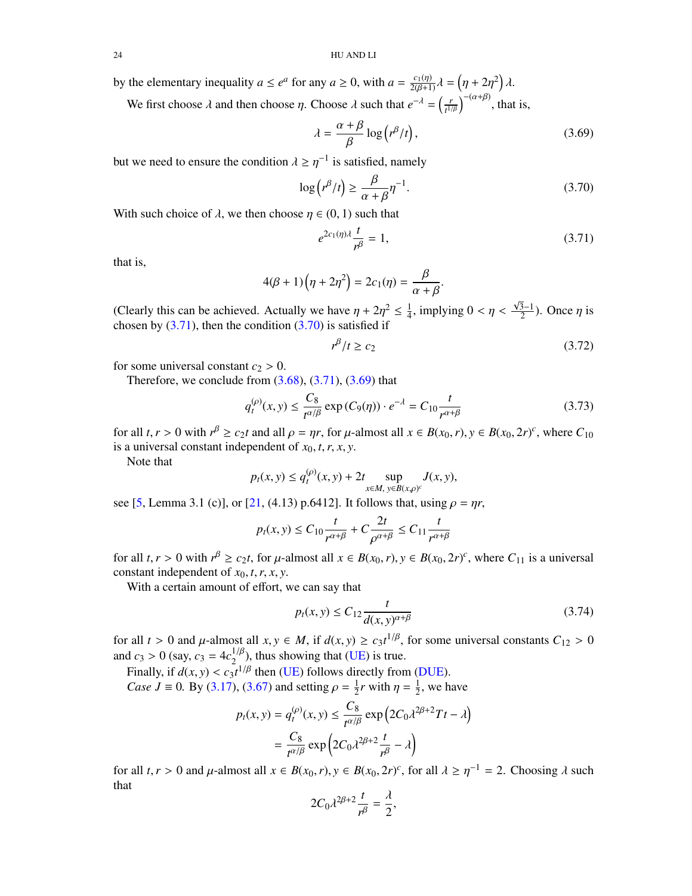by the elementary inequality $a \le e^a$ for any $a \ge 0$, with $a = \frac{c_1(\eta)}{2(\beta+1)}\lambda = \left(\eta + 2\eta^2\right)\lambda$.

We first choose $\lambda$ and then choose $\eta$. Choose $\lambda$ such that $e^{-\lambda} = \left(\frac{r}{t^{1/\beta}}\right)^{-(\alpha+\beta)}$, that is,

$$\lambda = \frac{\alpha+\beta}{\beta}\log\left(r^\beta/t\right), \tag{3.69}$$

but we need to ensure the condition $\lambda \ge \eta^{-1}$ is satisfied, namely

$$\log\left(r^\beta/t\right) \ge \frac{\beta}{\alpha+\beta}\eta^{-1}. \tag{3.70}$$

With such choice of $\lambda$, we then choose $\eta \in (0,1)$ such that

$$e^{2c_1(\eta)\lambda}\frac{t}{r^\beta} = 1, \tag{3.71}$$

that is,

$$4(\beta+1)\left(\eta+2\eta^2\right) = 2c_1(\eta) = \frac{\beta}{\alpha+\beta}.$$

(Clearly this can be achieved. Actually we have $\eta + 2\eta^2 \le \frac{1}{4}$, implying $0 < \eta < \frac{\sqrt{3}-1}{2}$). Once $\eta$ is chosen by (3.71), then the condition (3.70) is satisfied if

$$r^\beta/t \ge c_2 \tag{3.72}$$

for some universal constant $c_2 > 0$.

Therefore, we conclude from (3.68), (3.71), (3.69) that

$$q_t^{(\rho)}(x,y) \le \frac{C_8}{t^{\alpha/\beta}}\exp\left(C_9(\eta)\right)\cdot e^{-\lambda} = C_{10}\frac{t}{r^{\alpha+\beta}} \tag{3.73}$$

for all $t, r > 0$ with $r^\beta \ge c_2 t$ and all $\rho = \eta r$, for $\mu$-almost all $x \in B(x_0, r), y \in B(x_0, 2r)^c$, where $C_{10}$ is a universal constant independent of $x_0, t, r, x, y$.

Note that

$$p_t(x,y) \le q_t^{(\rho)}(x,y) + 2t \sup_{x\in M,\, y\in B(x,\rho)^c} J(x,y),$$

see [5, Lemma 3.1 (c)], or [21, (4.13) p.6412]. It follows that, using $\rho = \eta r$,

$$p_t(x,y) \le C_{10}\frac{t}{r^{\alpha+\beta}} + C\frac{2t}{\rho^{\alpha+\beta}} \le C_{11}\frac{t}{r^{\alpha+\beta}}$$

for all $t, r > 0$ with $r^\beta \ge c_2 t$, for $\mu$-almost all $x \in B(x_0, r), y \in B(x_0, 2r)^c$, where $C_{11}$ is a universal constant independent of $x_0, t, r, x, y$.

With a certain amount of effort, we can say that

$$p_t(x,y) \le C_{12}\frac{t}{d(x,y)^{\alpha+\beta}} \tag{3.74}$$

for all $t > 0$ and $\mu$-almost all $x, y \in M$, if $d(x,y) \ge c_3 t^{1/\beta}$, for some universal constants $C_{12} > 0$ and $c_3 > 0$ (say, $c_3 = 4c_2^{1/\beta}$), thus showing that (UE) is true.

Finally, if $d(x,y) < c_3 t^{1/\beta}$ then (UE) follows directly from (DUE).

*Case $J \equiv 0$.* By (3.17), (3.67) and setting $\rho = \frac{1}{2}r$ with $\eta = \frac{1}{2}$, we have

$$\begin{aligned} p_t(x,y) = q_t^{(\rho)}(x,y) &\le \frac{C_8}{t^{\alpha/\beta}}\exp\left(2C_0\lambda^{2\beta+2}Tt - \lambda\right) \\ &= \frac{C_8}{t^{\alpha/\beta}}\exp\left(2C_0\lambda^{2\beta+2}\frac{t}{r^\beta} - \lambda\right) \end{aligned}$$

for all $t, r > 0$ and $\mu$-almost all $x \in B(x_0, r), y \in B(x_0, 2r)^c$, for all $\lambda \ge \eta^{-1} = 2$. Choosing $\lambda$ such that

$$2C_0\lambda^{2\beta+2}\frac{t}{r^\beta} = \frac{\lambda}{2},$$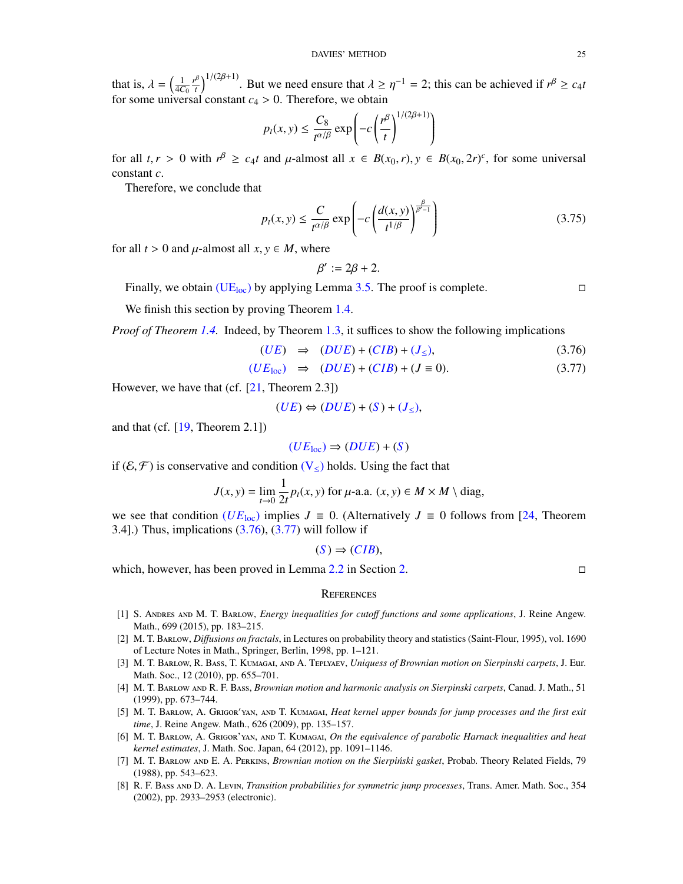that is, $\lambda = \left(\frac{1}{4C_0}\frac{r^\beta}{t}\right)^{1/(2\beta+1)}$. But we need ensure that $\lambda \geq \eta^{-1} = 2$; this can be achieved if $r^\beta \geq c_4 t$ for some universal constant $c_4 > 0$. Therefore, we obtain

$$p_t(x,y) \leq \frac{C_8}{t^{\alpha/\beta}} \exp\left(-c\left(\frac{r^\beta}{t}\right)^{1/(2\beta+1)}\right)$$

for all $t, r > 0$ with $r^\beta \geq c_4 t$ and $\mu$-almost all $x \in B(x_0, r), y \in B(x_0, 2r)^c$, for some universal constant $c$.

Therefore, we conclude that

$$p_t(x,y) \leq \frac{C}{t^{\alpha/\beta}} \exp\left(-c\left(\frac{d(x,y)}{t^{1/\beta}}\right)^{\frac{\beta}{\beta'-1}}\right) \tag{3.75}$$

for all $t > 0$ and $\mu$-almost all $x, y \in M$, where

$$\beta' := 2\beta + 2.$$

Finally, we obtain (UE$_{\text{loc}}$) by applying Lemma 3.5. The proof is complete. ◻

We finish this section by proving Theorem 1.4.

*Proof of Theorem 1.4.* Indeed, by Theorem 1.3, it suffices to show the following implications

$$(UE) \quad \Rightarrow \quad (DUE) + (CIB) + (J_{\leq}), \tag{3.76}$$

$$(UE_{\text{loc}}) \quad \Rightarrow \quad (DUE) + (CIB) + (J \equiv 0). \tag{3.77}$$

However, we have that (cf. [21, Theorem 2.3])

$$(UE) \Leftrightarrow (DUE) + (S) + (J_{\leq}),$$

and that (cf. [19, Theorem 2.1])

$$(UE_{\text{loc}}) \Rightarrow (DUE) + (S)$$

if $(\mathcal{E}, \mathcal{F})$ is conservative and condition (V$_{\leq}$) holds. Using the fact that

$$J(x,y) = \lim_{t\to 0} \frac{1}{2t} p_t(x,y) \text{ for } \mu\text{-a.a. } (x,y) \in M \times M \setminus \text{diag},$$

we see that condition $(UE_{\text{loc}})$ implies $J \equiv 0$. (Alternatively $J \equiv 0$ follows from [24, Theorem 3.4].) Thus, implications (3.76), (3.77) will follow if

$$(S) \Rightarrow (CIB),$$

which, however, has been proved in Lemma 2.2 in Section 2. ◻

## References

[1] S. Andres and M. T. Barlow, *Energy inequalities for cutoff functions and some applications*, J. Reine Angew. Math., 699 (2015), pp. 183–215.

[2] M. T. Barlow, *Diffusions on fractals*, in Lectures on probability theory and statistics (Saint-Flour, 1995), vol. 1690 of Lecture Notes in Math., Springer, Berlin, 1998, pp. 1–121.

[3] M. T. Barlow, R. Bass, T. Kumagai, and A. Teplyaev, *Uniquess of Brownian motion on Sierpinski carpets*, J. Eur. Math. Soc., 12 (2010), pp. 655–701.

[4] M. T. Barlow and R. F. Bass, *Brownian motion and harmonic analysis on Sierpinski carpets*, Canad. J. Math., 51 (1999), pp. 673–744.

[5] M. T. Barlow, A. Grigor'yan, and T. Kumagai, *Heat kernel upper bounds for jump processes and the first exit time*, J. Reine Angew. Math., 626 (2009), pp. 135–157.

[6] M. T. Barlow, A. Grigor'yan, and T. Kumagai, *On the equivalence of parabolic Harnack inequalities and heat kernel estimates*, J. Math. Soc. Japan, 64 (2012), pp. 1091–1146.

[7] M. T. Barlow and E. A. Perkins, *Brownian motion on the Sierpiński gasket*, Probab. Theory Related Fields, 79 (1988), pp. 543–623.

[8] R. F. Bass and D. A. Levin, *Transition probabilities for symmetric jump processes*, Trans. Amer. Math. Soc., 354 (2002), pp. 2933–2953 (electronic).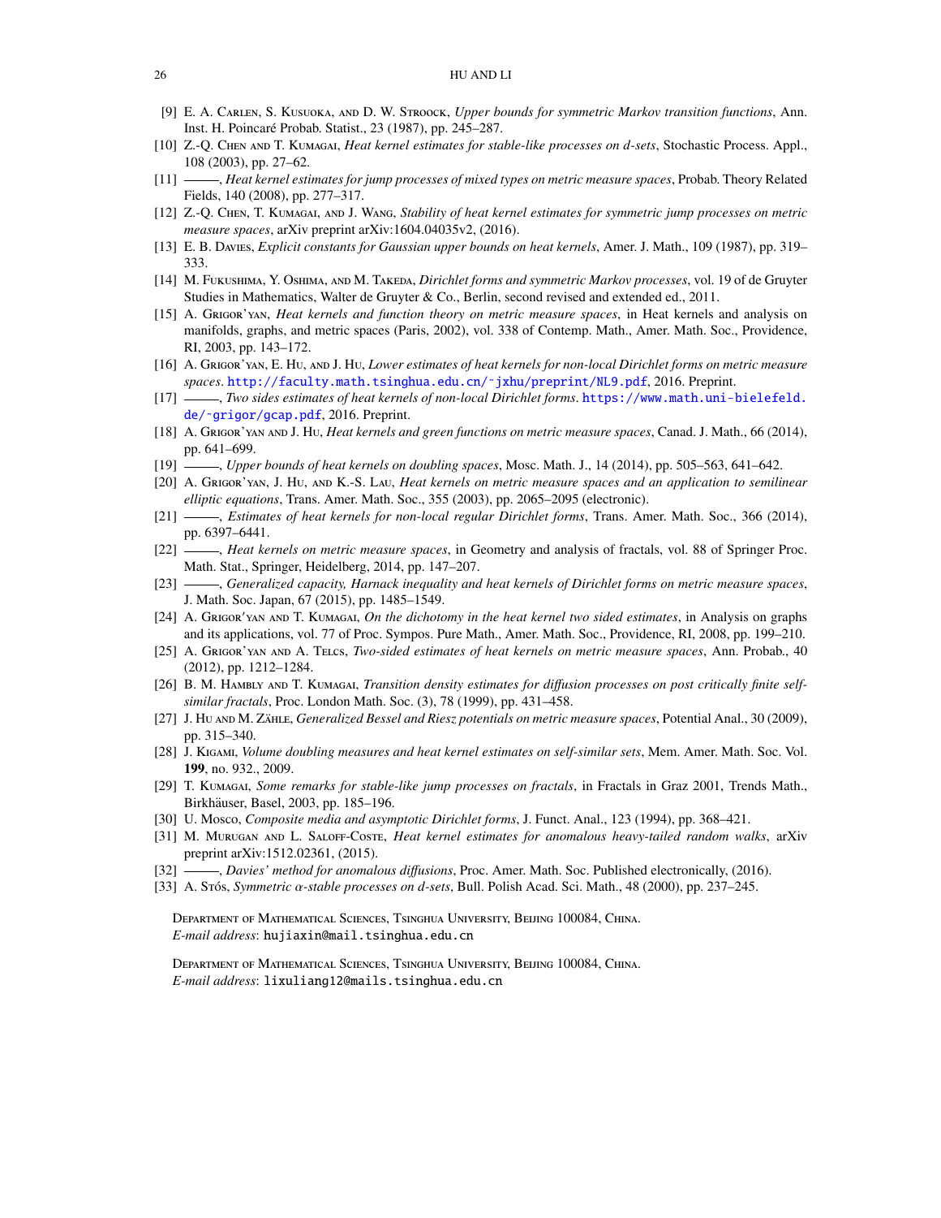[9] E. A. Carlen, S. Kusuoka, and D. W. Stroock, *Upper bounds for symmetric Markov transition functions*, Ann. Inst. H. Poincaré Probab. Statist., 23 (1987), pp. 245–287.

[10] Z.-Q. Chen and T. Kumagai, *Heat kernel estimates for stable-like processes on d-sets*, Stochastic Process. Appl., 108 (2003), pp. 27–62.

[11] ———, *Heat kernel estimates for jump processes of mixed types on metric measure spaces*, Probab. Theory Related Fields, 140 (2008), pp. 277–317.

[12] Z.-Q. Chen, T. Kumagai, and J. Wang, *Stability of heat kernel estimates for symmetric jump processes on metric measure spaces*, arXiv preprint arXiv:1604.04035v2, (2016).

[13] E. B. Davies, *Explicit constants for Gaussian upper bounds on heat kernels*, Amer. J. Math., 109 (1987), pp. 319–333.

[14] M. Fukushima, Y. Oshima, and M. Takeda, *Dirichlet forms and symmetric Markov processes*, vol. 19 of de Gruyter Studies in Mathematics, Walter de Gruyter & Co., Berlin, second revised and extended ed., 2011.

[15] A. Grigor'yan, *Heat kernels and function theory on metric measure spaces*, in Heat kernels and analysis on manifolds, graphs, and metric spaces (Paris, 2002), vol. 338 of Contemp. Math., Amer. Math. Soc., Providence, RI, 2003, pp. 143–172.

[16] A. Grigor'yan, E. Hu, and J. Hu, *Lower estimates of heat kernels for non-local Dirichlet forms on metric measure spaces*. http://faculty.math.tsinghua.edu.cn/~jxhu/preprint/NL9.pdf, 2016. Preprint.

[17] ———, *Two sides estimates of heat kernels of non-local Dirichlet forms*. https://www.math.uni-bielefeld.de/~grigor/gcap.pdf, 2016. Preprint.

[18] A. Grigor'yan and J. Hu, *Heat kernels and green functions on metric measure spaces*, Canad. J. Math., 66 (2014), pp. 641–699.

[19] ———, *Upper bounds of heat kernels on doubling spaces*, Mosc. Math. J., 14 (2014), pp. 505–563, 641–642.

[20] A. Grigor'yan, J. Hu, and K.-S. Lau, *Heat kernels on metric measure spaces and an application to semilinear elliptic equations*, Trans. Amer. Math. Soc., 355 (2003), pp. 2065–2095 (electronic).

[21] ———, *Estimates of heat kernels for non-local regular Dirichlet forms*, Trans. Amer. Math. Soc., 366 (2014), pp. 6397–6441.

[22] ———, *Heat kernels on metric measure spaces*, in Geometry and analysis of fractals, vol. 88 of Springer Proc. Math. Stat., Springer, Heidelberg, 2014, pp. 147–207.

[23] ———, *Generalized capacity, Harnack inequality and heat kernels of Dirichlet forms on metric measure spaces*, J. Math. Soc. Japan, 67 (2015), pp. 1485–1549.

[24] A. Grigor′yan and T. Kumagai, *On the dichotomy in the heat kernel two sided estimates*, in Analysis on graphs and its applications, vol. 77 of Proc. Sympos. Pure Math., Amer. Math. Soc., Providence, RI, 2008, pp. 199–210.

[25] A. Grigor'yan and A. Telcs, *Two-sided estimates of heat kernels on metric measure spaces*, Ann. Probab., 40 (2012), pp. 1212–1284.

[26] B. M. Hambly and T. Kumagai, *Transition density estimates for diffusion processes on post critically finite self-similar fractals*, Proc. London Math. Soc. (3), 78 (1999), pp. 431–458.

[27] J. Hu and M. Zähle, *Generalized Bessel and Riesz potentials on metric measure spaces*, Potential Anal., 30 (2009), pp. 315–340.

[28] J. Kigami, *Volume doubling measures and heat kernel estimates on self-similar sets*, Mem. Amer. Math. Soc. Vol. **199**, no. 932., 2009.

[29] T. Kumagai, *Some remarks for stable-like jump processes on fractals*, in Fractals in Graz 2001, Trends Math., Birkhäuser, Basel, 2003, pp. 185–196.

[30] U. Mosco, *Composite media and asymptotic Dirichlet forms*, J. Funct. Anal., 123 (1994), pp. 368–421.

[31] M. Murugan and L. Saloff-Coste, *Heat kernel estimates for anomalous heavy-tailed random walks*, arXiv preprint arXiv:1512.02361, (2015).

[32] ———, *Davies' method for anomalous diffusions*, Proc. Amer. Math. Soc. Published electronically, (2016).

[33] A. Stós, *Symmetric $\alpha$-stable processes on d-sets*, Bull. Polish Acad. Sci. Math., 48 (2000), pp. 237–245.

Department of Mathematical Sciences, Tsinghua University, Beijing 100084, China.
*E-mail address*: hujiaxin@mail.tsinghua.edu.cn

Department of Mathematical Sciences, Tsinghua University, Beijing 100084, China.
*E-mail address*: lixuliang12@mails.tsinghua.edu.cn